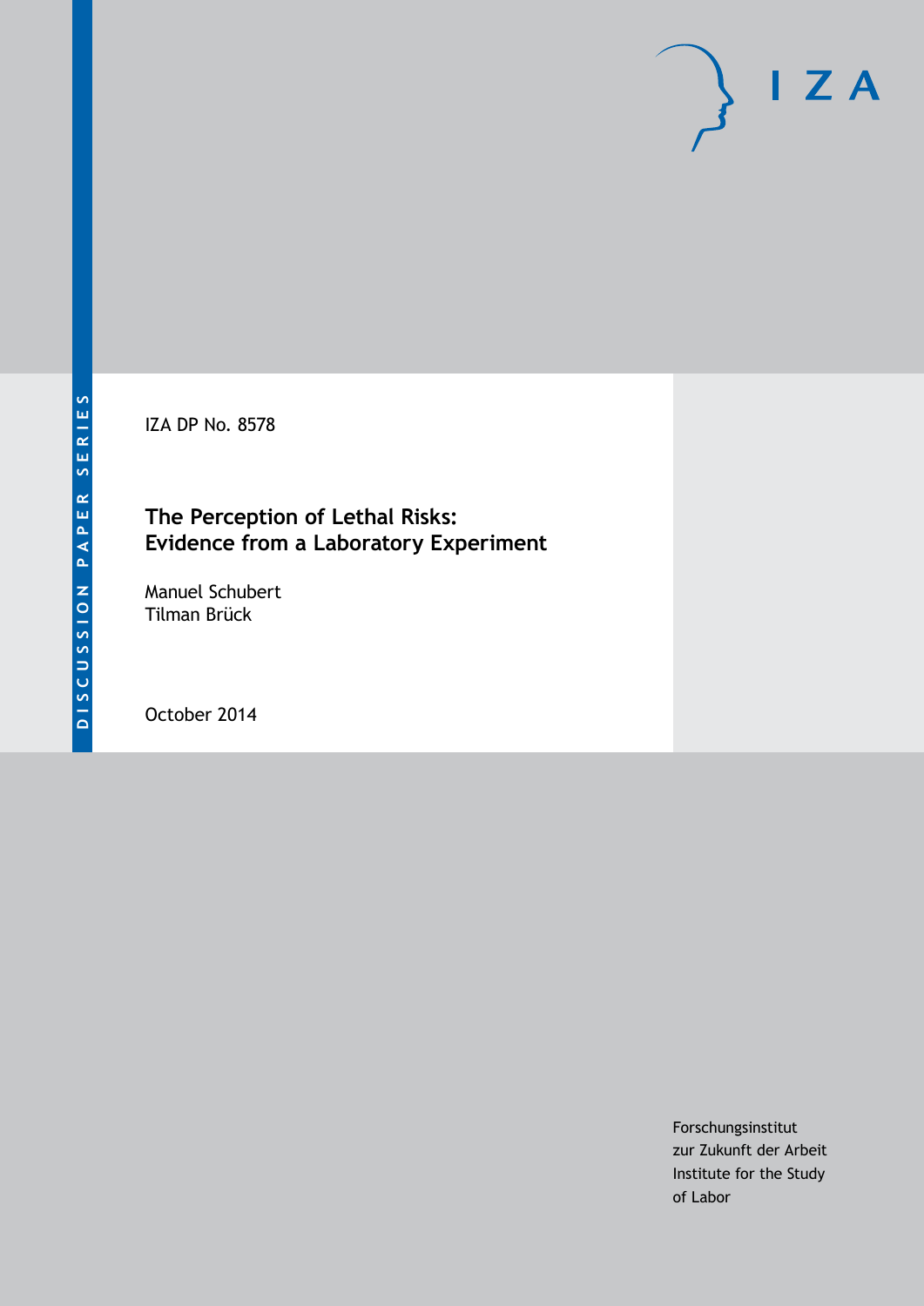DISCUSSION PAPER SERIES

IZA

IZA DP No. 8578

# The Perception of Lethal Risks: Evidence from a Laboratory Experiment

Manuel Schubert
Tilman Brück

October 2014

Forschungsinstitut
zur Zukunft der Arbeit
Institute for the Study
of Labor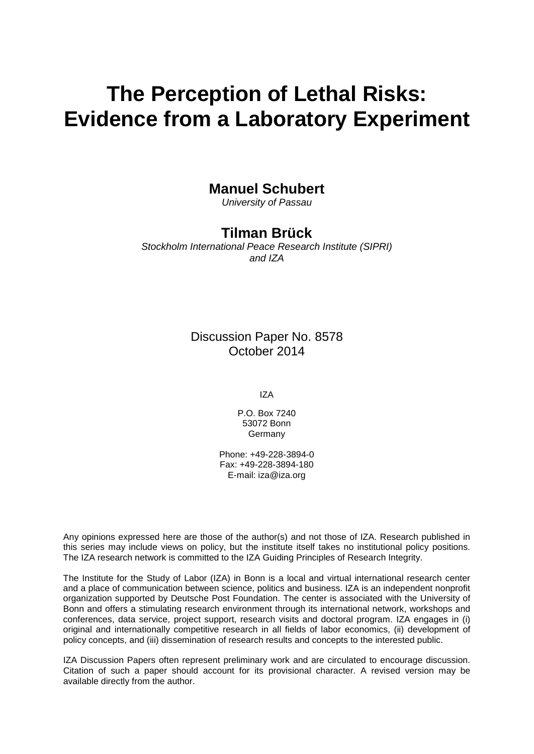# The Perception of Lethal Risks: Evidence from a Laboratory Experiment

**Manuel Schubert**
*University of Passau*

**Tilman Brück**
*Stockholm International Peace Research Institute (SIPRI) and IZA*

Discussion Paper No. 8578
October 2014

IZA

P.O. Box 7240
53072 Bonn
Germany

Phone: +49-228-3894-0
Fax: +49-228-3894-180
E-mail: iza@iza.org

Any opinions expressed here are those of the author(s) and not those of IZA. Research published in this series may include views on policy, but the institute itself takes no institutional policy positions. The IZA research network is committed to the IZA Guiding Principles of Research Integrity.

The Institute for the Study of Labor (IZA) in Bonn is a local and virtual international research center and a place of communication between science, politics and business. IZA is an independent nonprofit organization supported by Deutsche Post Foundation. The center is associated with the University of Bonn and offers a stimulating research environment through its international network, workshops and conferences, data service, project support, research visits and doctoral program. IZA engages in (i) original and internationally competitive research in all fields of labor economics, (ii) development of policy concepts, and (iii) dissemination of research results and concepts to the interested public.

IZA Discussion Papers often represent preliminary work and are circulated to encourage discussion. Citation of such a paper should account for its provisional character. A revised version may be available directly from the author.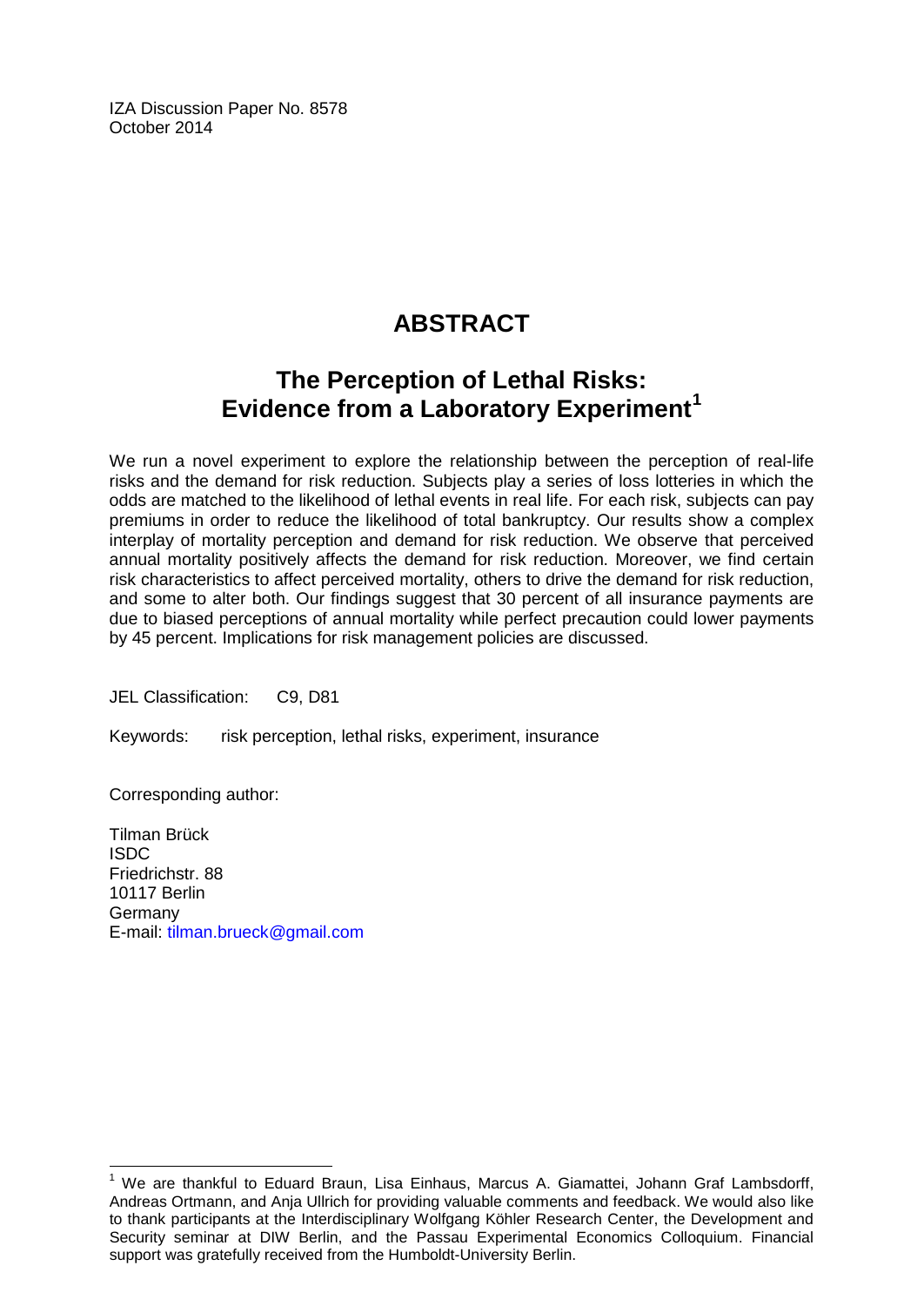IZA Discussion Paper No. 8578
October 2014

# ABSTRACT

## The Perception of Lethal Risks: Evidence from a Laboratory Experiment[1]

We run a novel experiment to explore the relationship between the perception of real-life risks and the demand for risk reduction. Subjects play a series of loss lotteries in which the odds are matched to the likelihood of lethal events in real life. For each risk, subjects can pay premiums in order to reduce the likelihood of total bankruptcy. Our results show a complex interplay of mortality perception and demand for risk reduction. We observe that perceived annual mortality positively affects the demand for risk reduction. Moreover, we find certain risk characteristics to affect perceived mortality, others to drive the demand for risk reduction, and some to alter both. Our findings suggest that 30 percent of all insurance payments are due to biased perceptions of annual mortality while perfect precaution could lower payments by 45 percent. Implications for risk management policies are discussed.

JEL Classification: C9, D81

Keywords: risk perception, lethal risks, experiment, insurance

Corresponding author:

Tilman Brück
ISDC
Friedrichstr. 88
10117 Berlin
Germany
E-mail: tilman.brueck@gmail.com

[1] We are thankful to Eduard Braun, Lisa Einhaus, Marcus A. Giamattei, Johann Graf Lambsdorff, Andreas Ortmann, and Anja Ullrich for providing valuable comments and feedback. We would also like to thank participants at the Interdisciplinary Wolfgang Köhler Research Center, the Development and Security seminar at DIW Berlin, and the Passau Experimental Economics Colloquium. Financial support was gratefully received from the Humboldt-University Berlin.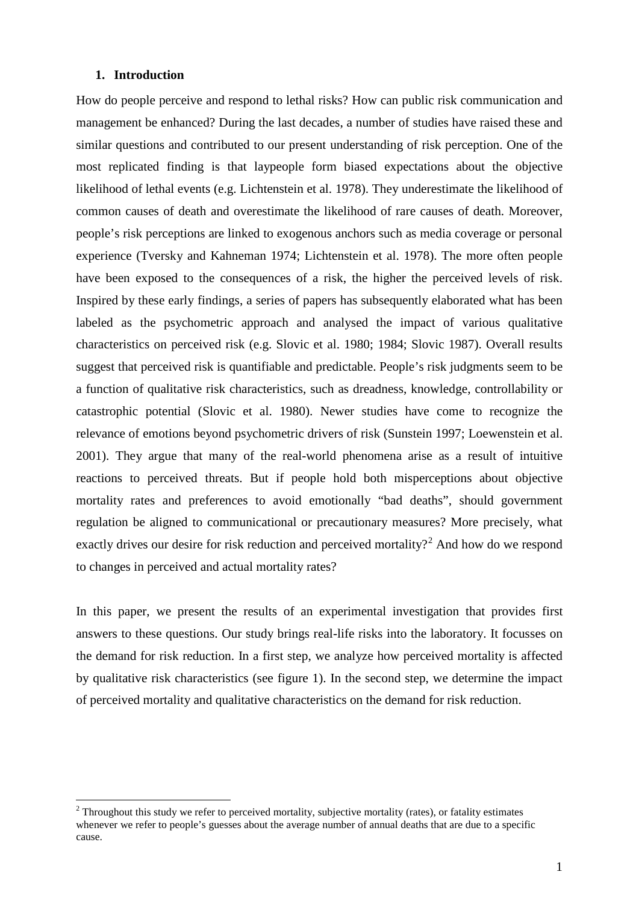## 1. Introduction

How do people perceive and respond to lethal risks? How can public risk communication and management be enhanced? During the last decades, a number of studies have raised these and similar questions and contributed to our present understanding of risk perception. One of the most replicated finding is that laypeople form biased expectations about the objective likelihood of lethal events (e.g. Lichtenstein et al. 1978). They underestimate the likelihood of common causes of death and overestimate the likelihood of rare causes of death. Moreover, people's risk perceptions are linked to exogenous anchors such as media coverage or personal experience (Tversky and Kahneman 1974; Lichtenstein et al. 1978). The more often people have been exposed to the consequences of a risk, the higher the perceived levels of risk. Inspired by these early findings, a series of papers has subsequently elaborated what has been labeled as the psychometric approach and analysed the impact of various qualitative characteristics on perceived risk (e.g. Slovic et al. 1980; 1984; Slovic 1987). Overall results suggest that perceived risk is quantifiable and predictable. People's risk judgments seem to be a function of qualitative risk characteristics, such as dreadness, knowledge, controllability or catastrophic potential (Slovic et al. 1980). Newer studies have come to recognize the relevance of emotions beyond psychometric drivers of risk (Sunstein 1997; Loewenstein et al. 2001). They argue that many of the real-world phenomena arise as a result of intuitive reactions to perceived threats. But if people hold both misperceptions about objective mortality rates and preferences to avoid emotionally "bad deaths", should government regulation be aligned to communicational or precautionary measures? More precisely, what exactly drives our desire for risk reduction and perceived mortality?[2] And how do we respond to changes in perceived and actual mortality rates?

In this paper, we present the results of an experimental investigation that provides first answers to these questions. Our study brings real-life risks into the laboratory. It focusses on the demand for risk reduction. In a first step, we analyze how perceived mortality is affected by qualitative risk characteristics (see figure 1). In the second step, we determine the impact of perceived mortality and qualitative characteristics on the demand for risk reduction.

[2] Throughout this study we refer to perceived mortality, subjective mortality (rates), or fatality estimates whenever we refer to people's guesses about the average number of annual deaths that are due to a specific cause.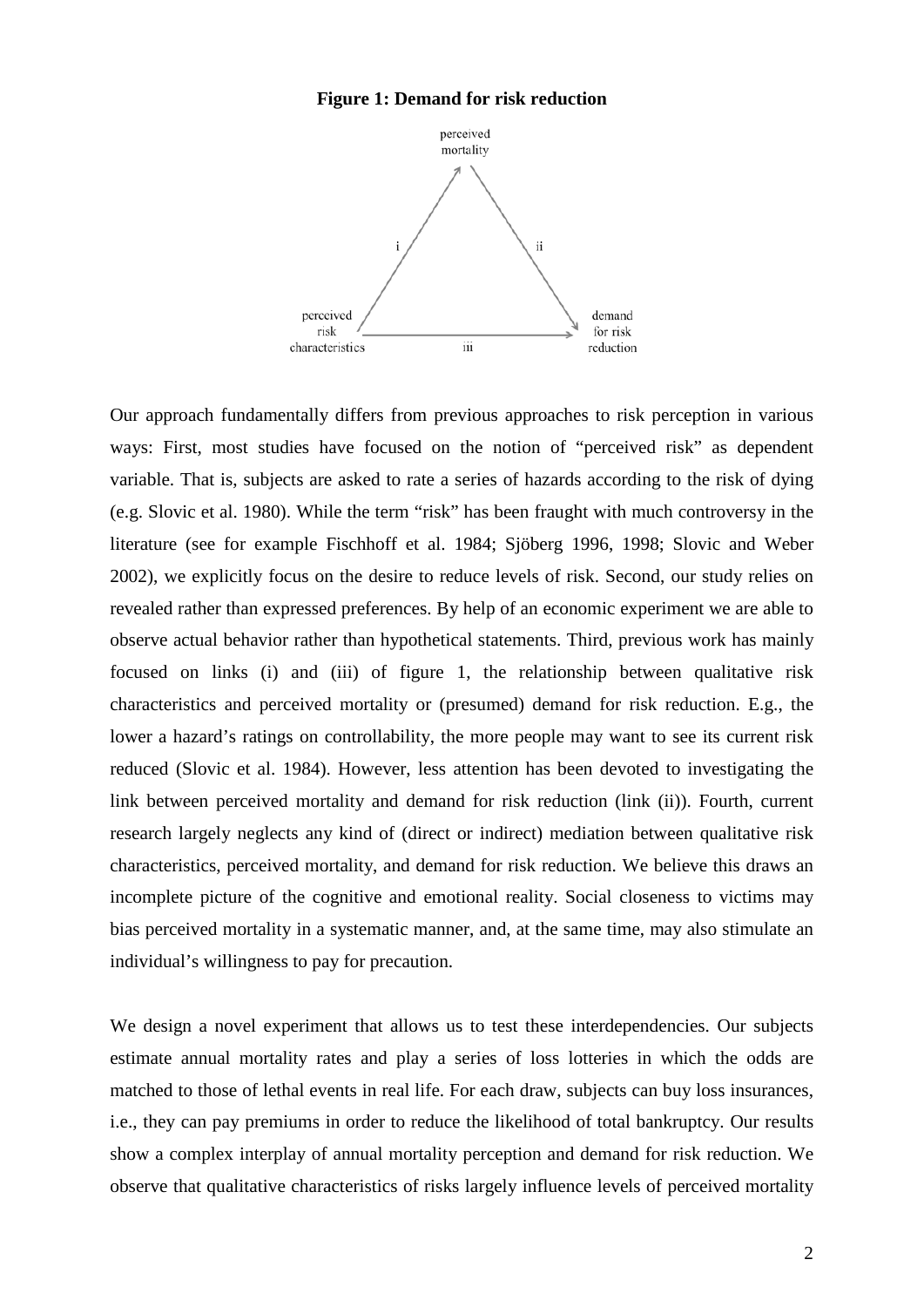**Figure 1: Demand for risk reduction**

Our approach fundamentally differs from previous approaches to risk perception in various ways: First, most studies have focused on the notion of "perceived risk" as dependent variable. That is, subjects are asked to rate a series of hazards according to the risk of dying (e.g. Slovic et al. 1980). While the term "risk" has been fraught with much controversy in the literature (see for example Fischhoff et al. 1984; Sjöberg 1996, 1998; Slovic and Weber 2002), we explicitly focus on the desire to reduce levels of risk. Second, our study relies on revealed rather than expressed preferences. By help of an economic experiment we are able to observe actual behavior rather than hypothetical statements. Third, previous work has mainly focused on links (i) and (iii) of figure 1, the relationship between qualitative risk characteristics and perceived mortality or (presumed) demand for risk reduction. E.g., the lower a hazard's ratings on controllability, the more people may want to see its current risk reduced (Slovic et al. 1984). However, less attention has been devoted to investigating the link between perceived mortality and demand for risk reduction (link (ii)). Fourth, current research largely neglects any kind of (direct or indirect) mediation between qualitative risk characteristics, perceived mortality, and demand for risk reduction. We believe this draws an incomplete picture of the cognitive and emotional reality. Social closeness to victims may bias perceived mortality in a systematic manner, and, at the same time, may also stimulate an individual's willingness to pay for precaution.

We design a novel experiment that allows us to test these interdependencies. Our subjects estimate annual mortality rates and play a series of loss lotteries in which the odds are matched to those of lethal events in real life. For each draw, subjects can buy loss insurances, i.e., they can pay premiums in order to reduce the likelihood of total bankruptcy. Our results show a complex interplay of annual mortality perception and demand for risk reduction. We observe that qualitative characteristics of risks largely influence levels of perceived mortality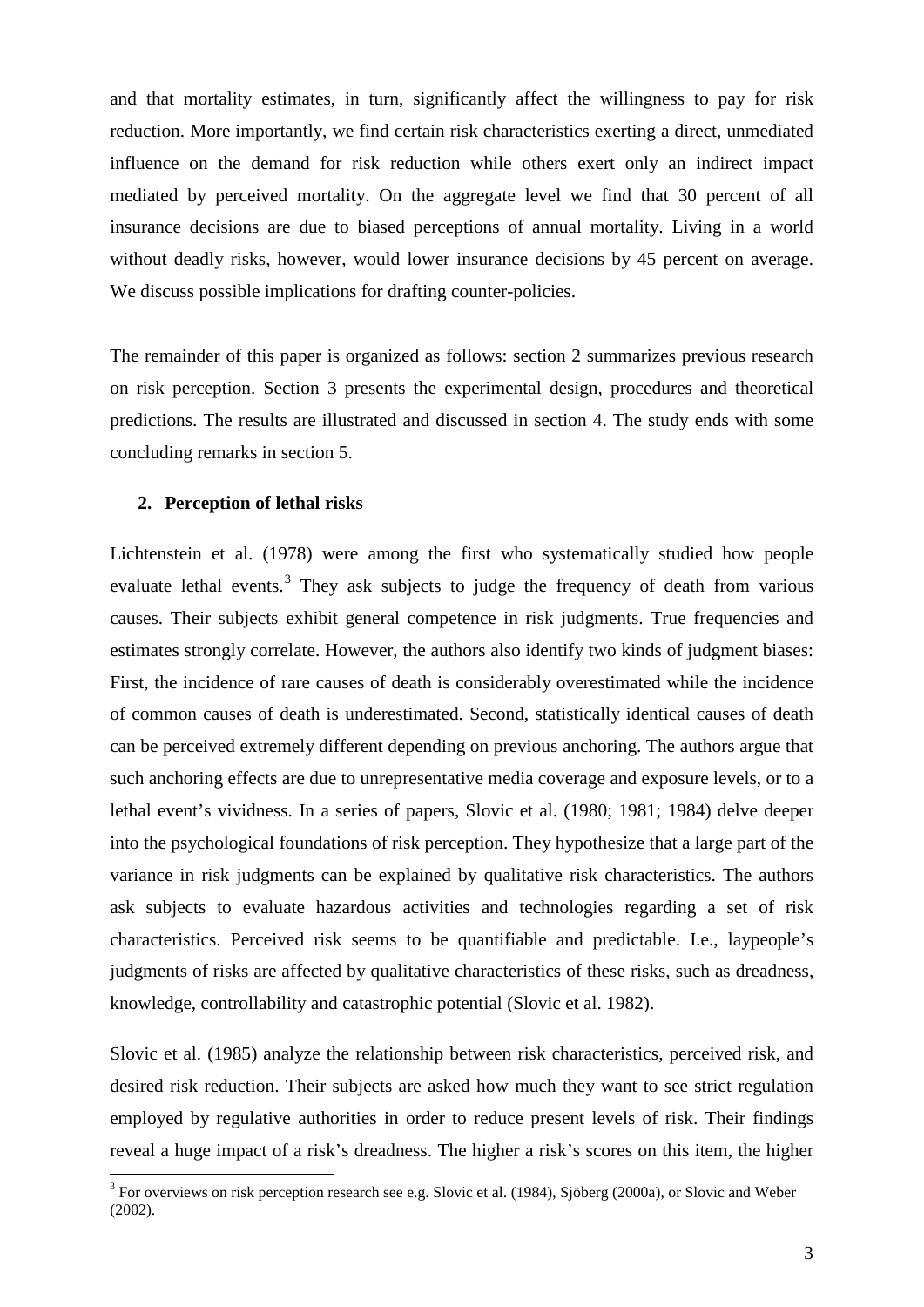and that mortality estimates, in turn, significantly affect the willingness to pay for risk reduction. More importantly, we find certain risk characteristics exerting a direct, unmediated influence on the demand for risk reduction while others exert only an indirect impact mediated by perceived mortality. On the aggregate level we find that 30 percent of all insurance decisions are due to biased perceptions of annual mortality. Living in a world without deadly risks, however, would lower insurance decisions by 45 percent on average. We discuss possible implications for drafting counter-policies.

The remainder of this paper is organized as follows: section 2 summarizes previous research on risk perception. Section 3 presents the experimental design, procedures and theoretical predictions. The results are illustrated and discussed in section 4. The study ends with some concluding remarks in section 5.

## 2. Perception of lethal risks

Lichtenstein et al. (1978) were among the first who systematically studied how people evaluate lethal events.[3] They ask subjects to judge the frequency of death from various causes. Their subjects exhibit general competence in risk judgments. True frequencies and estimates strongly correlate. However, the authors also identify two kinds of judgment biases: First, the incidence of rare causes of death is considerably overestimated while the incidence of common causes of death is underestimated. Second, statistically identical causes of death can be perceived extremely different depending on previous anchoring. The authors argue that such anchoring effects are due to unrepresentative media coverage and exposure levels, or to a lethal event's vividness. In a series of papers, Slovic et al. (1980; 1981; 1984) delve deeper into the psychological foundations of risk perception. They hypothesize that a large part of the variance in risk judgments can be explained by qualitative risk characteristics. The authors ask subjects to evaluate hazardous activities and technologies regarding a set of risk characteristics. Perceived risk seems to be quantifiable and predictable. I.e., laypeople's judgments of risks are affected by qualitative characteristics of these risks, such as dreadness, knowledge, controllability and catastrophic potential (Slovic et al. 1982).

Slovic et al. (1985) analyze the relationship between risk characteristics, perceived risk, and desired risk reduction. Their subjects are asked how much they want to see strict regulation employed by regulative authorities in order to reduce present levels of risk. Their findings reveal a huge impact of a risk's dreadness. The higher a risk's scores on this item, the higher

[3] For overviews on risk perception research see e.g. Slovic et al. (1984), Sjöberg (2000a), or Slovic and Weber (2002).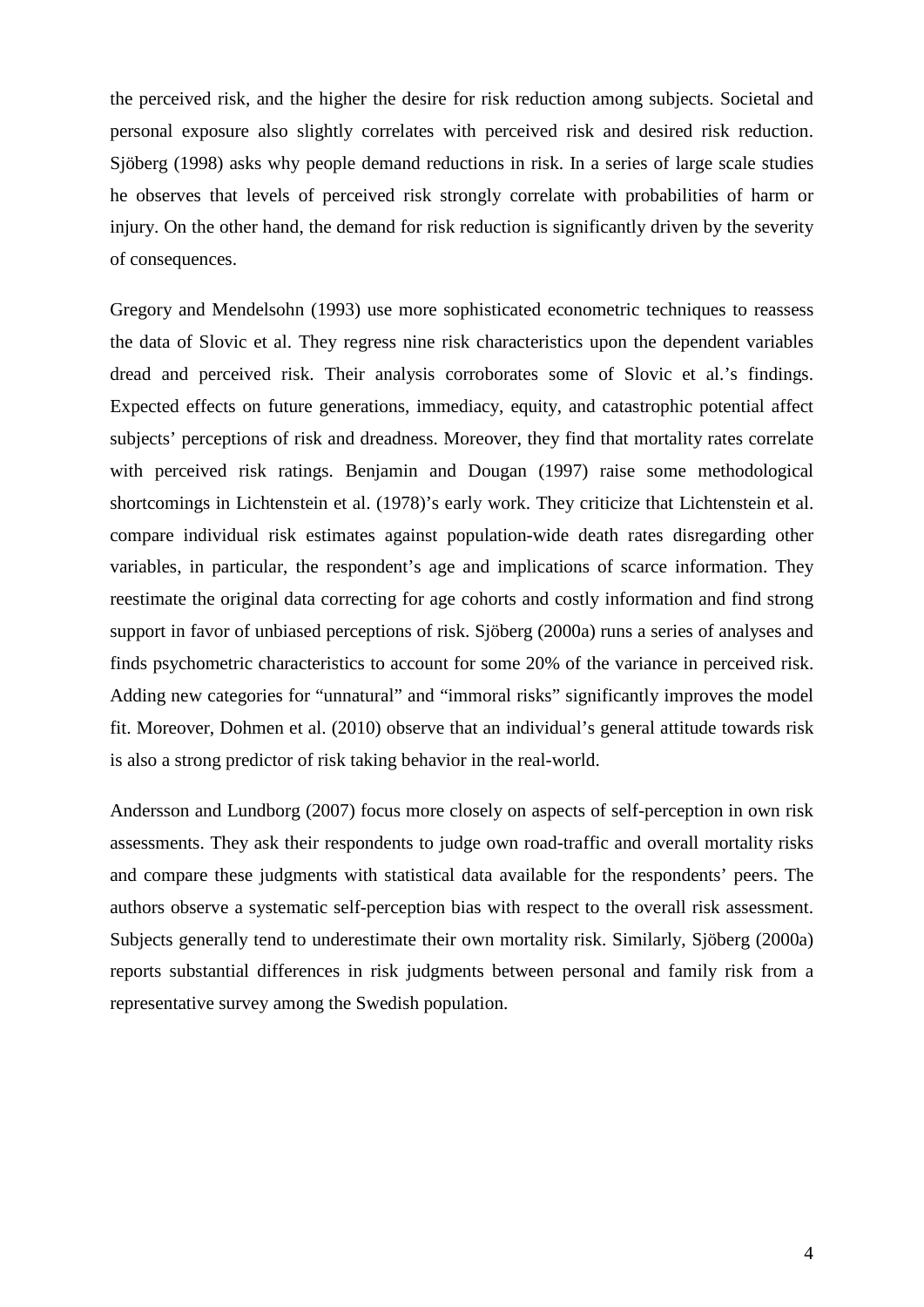the perceived risk, and the higher the desire for risk reduction among subjects. Societal and personal exposure also slightly correlates with perceived risk and desired risk reduction. Sjöberg (1998) asks why people demand reductions in risk. In a series of large scale studies he observes that levels of perceived risk strongly correlate with probabilities of harm or injury. On the other hand, the demand for risk reduction is significantly driven by the severity of consequences.

Gregory and Mendelsohn (1993) use more sophisticated econometric techniques to reassess the data of Slovic et al. They regress nine risk characteristics upon the dependent variables dread and perceived risk. Their analysis corroborates some of Slovic et al.'s findings. Expected effects on future generations, immediacy, equity, and catastrophic potential affect subjects' perceptions of risk and dreadness. Moreover, they find that mortality rates correlate with perceived risk ratings. Benjamin and Dougan (1997) raise some methodological shortcomings in Lichtenstein et al. (1978)'s early work. They criticize that Lichtenstein et al. compare individual risk estimates against population-wide death rates disregarding other variables, in particular, the respondent's age and implications of scarce information. They reestimate the original data correcting for age cohorts and costly information and find strong support in favor of unbiased perceptions of risk. Sjöberg (2000a) runs a series of analyses and finds psychometric characteristics to account for some 20% of the variance in perceived risk. Adding new categories for "unnatural" and "immoral risks" significantly improves the model fit. Moreover, Dohmen et al. (2010) observe that an individual's general attitude towards risk is also a strong predictor of risk taking behavior in the real-world.

Andersson and Lundborg (2007) focus more closely on aspects of self-perception in own risk assessments. They ask their respondents to judge own road-traffic and overall mortality risks and compare these judgments with statistical data available for the respondents' peers. The authors observe a systematic self-perception bias with respect to the overall risk assessment. Subjects generally tend to underestimate their own mortality risk. Similarly, Sjöberg (2000a) reports substantial differences in risk judgments between personal and family risk from a representative survey among the Swedish population.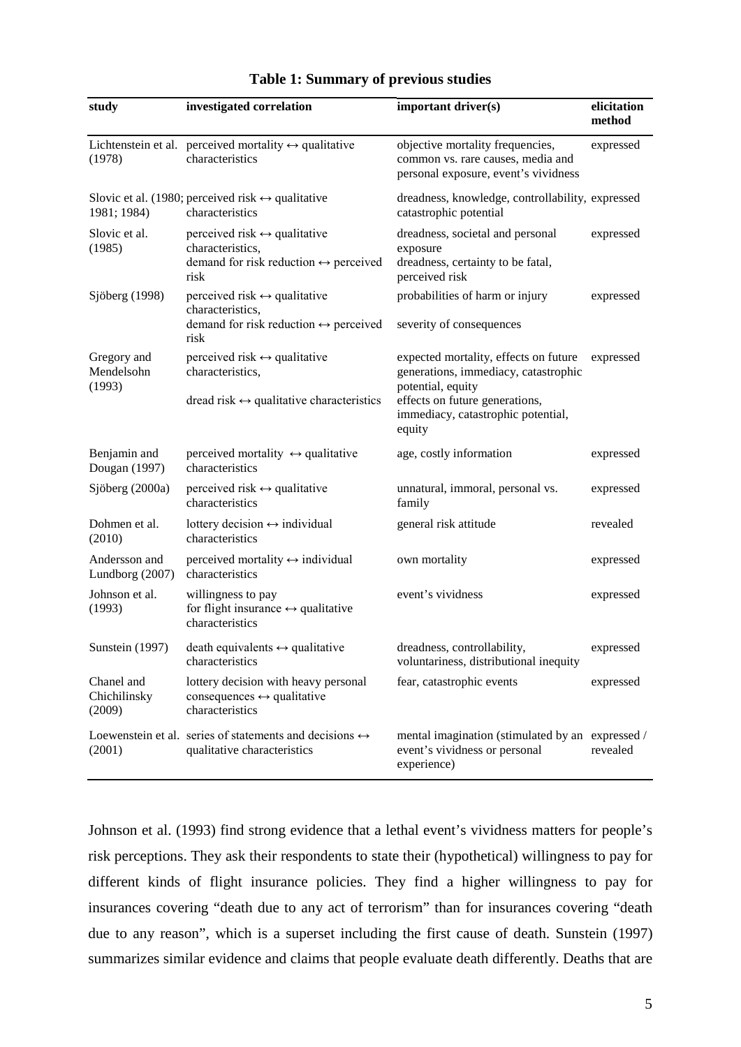**Table 1: Summary of previous studies**

| study | investigated correlation | important driver(s) | elicitation method |
|---|---|---|---|
| Lichtenstein et al. (1978) | perceived mortality ↔ qualitative characteristics | objective mortality frequencies, common vs. rare causes, media and personal exposure, event's vividness | expressed |
| Slovic et al. (1980; 1981; 1984) | perceived risk ↔ qualitative characteristics | dreadness, knowledge, controllability, catastrophic potential | expressed |
| Slovic et al. (1985) | perceived risk ↔ qualitative characteristics, demand for risk reduction ↔ perceived risk | dreadness, societal and personal exposure dreadness, certainty to be fatal, perceived risk | expressed |
| Sjöberg (1998) | perceived risk ↔ qualitative characteristics, demand for risk reduction ↔ perceived risk | probabilities of harm or injury severity of consequences | expressed |
| Gregory and Mendelsohn (1993) | perceived risk ↔ qualitative characteristics, dread risk ↔ qualitative characteristics | expected mortality, effects on future generations, immediacy, catastrophic potential, equity effects on future generations, immediacy, catastrophic potential, equity | expressed |
| Benjamin and Dougan (1997) | perceived mortality ↔ qualitative characteristics | age, costly information | expressed |
| Sjöberg (2000a) | perceived risk ↔ qualitative characteristics | unnatural, immoral, personal vs. family | expressed |
| Dohmen et al. (2010) | lottery decision ↔ individual characteristics | general risk attitude | revealed |
| Andersson and Lundborg (2007) | perceived mortality ↔ individual characteristics | own mortality | expressed |
| Johnson et al. (1993) | willingness to pay for flight insurance ↔ qualitative characteristics | event's vividness | expressed |
| Sunstein (1997) | death equivalents ↔ qualitative characteristics | dreadness, controllability, voluntariness, distributional inequity | expressed |
| Chanel and Chichilinsky (2009) | lottery decision with heavy personal consequences ↔ qualitative characteristics | fear, catastrophic events | expressed |
| Loewenstein et al. (2001) | series of statements and decisions ↔ qualitative characteristics | mental imagination (stimulated by an event's vividness or personal experience) | expressed / revealed |

Johnson et al. (1993) find strong evidence that a lethal event's vividness matters for people's risk perceptions. They ask their respondents to state their (hypothetical) willingness to pay for different kinds of flight insurance policies. They find a higher willingness to pay for insurances covering "death due to any act of terrorism" than for insurances covering "death due to any reason", which is a superset including the first cause of death. Sunstein (1997) summarizes similar evidence and claims that people evaluate death differently. Deaths that are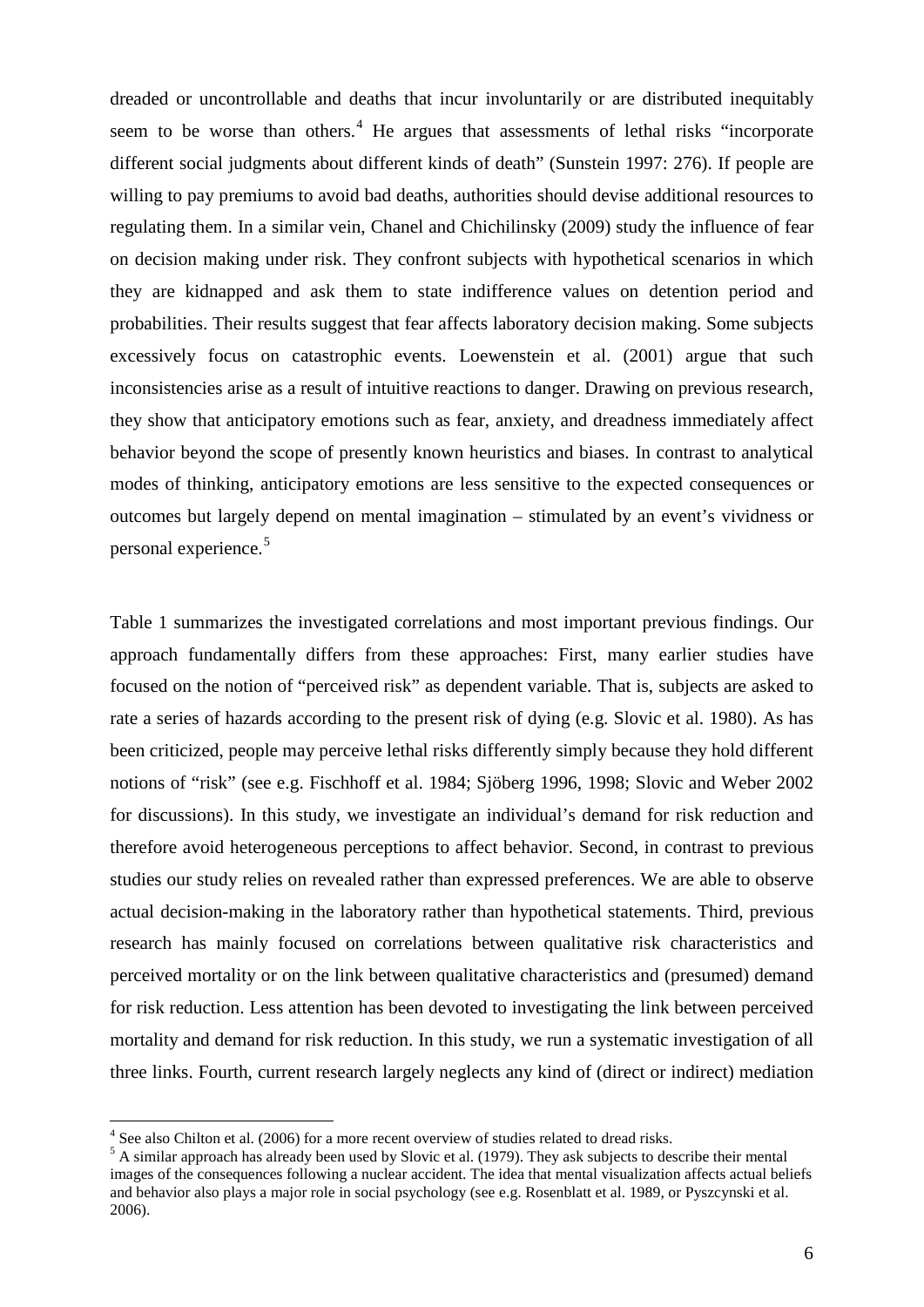dreaded or uncontrollable and deaths that incur involuntarily or are distributed inequitably seem to be worse than others.[4] He argues that assessments of lethal risks "incorporate different social judgments about different kinds of death" (Sunstein 1997: 276). If people are willing to pay premiums to avoid bad deaths, authorities should devise additional resources to regulating them. In a similar vein, Chanel and Chichilinsky (2009) study the influence of fear on decision making under risk. They confront subjects with hypothetical scenarios in which they are kidnapped and ask them to state indifference values on detention period and probabilities. Their results suggest that fear affects laboratory decision making. Some subjects excessively focus on catastrophic events. Loewenstein et al. (2001) argue that such inconsistencies arise as a result of intuitive reactions to danger. Drawing on previous research, they show that anticipatory emotions such as fear, anxiety, and dreadness immediately affect behavior beyond the scope of presently known heuristics and biases. In contrast to analytical modes of thinking, anticipatory emotions are less sensitive to the expected consequences or outcomes but largely depend on mental imagination – stimulated by an event's vividness or personal experience.[5]

Table 1 summarizes the investigated correlations and most important previous findings. Our approach fundamentally differs from these approaches: First, many earlier studies have focused on the notion of "perceived risk" as dependent variable. That is, subjects are asked to rate a series of hazards according to the present risk of dying (e.g. Slovic et al. 1980). As has been criticized, people may perceive lethal risks differently simply because they hold different notions of "risk" (see e.g. Fischhoff et al. 1984; Sjöberg 1996, 1998; Slovic and Weber 2002 for discussions). In this study, we investigate an individual's demand for risk reduction and therefore avoid heterogeneous perceptions to affect behavior. Second, in contrast to previous studies our study relies on revealed rather than expressed preferences. We are able to observe actual decision-making in the laboratory rather than hypothetical statements. Third, previous research has mainly focused on correlations between qualitative risk characteristics and perceived mortality or on the link between qualitative characteristics and (presumed) demand for risk reduction. Less attention has been devoted to investigating the link between perceived mortality and demand for risk reduction. In this study, we run a systematic investigation of all three links. Fourth, current research largely neglects any kind of (direct or indirect) mediation

[4] See also Chilton et al. (2006) for a more recent overview of studies related to dread risks.

[5] A similar approach has already been used by Slovic et al. (1979). They ask subjects to describe their mental images of the consequences following a nuclear accident. The idea that mental visualization affects actual beliefs and behavior also plays a major role in social psychology (see e.g. Rosenblatt et al. 1989, or Pyszcynski et al. 2006).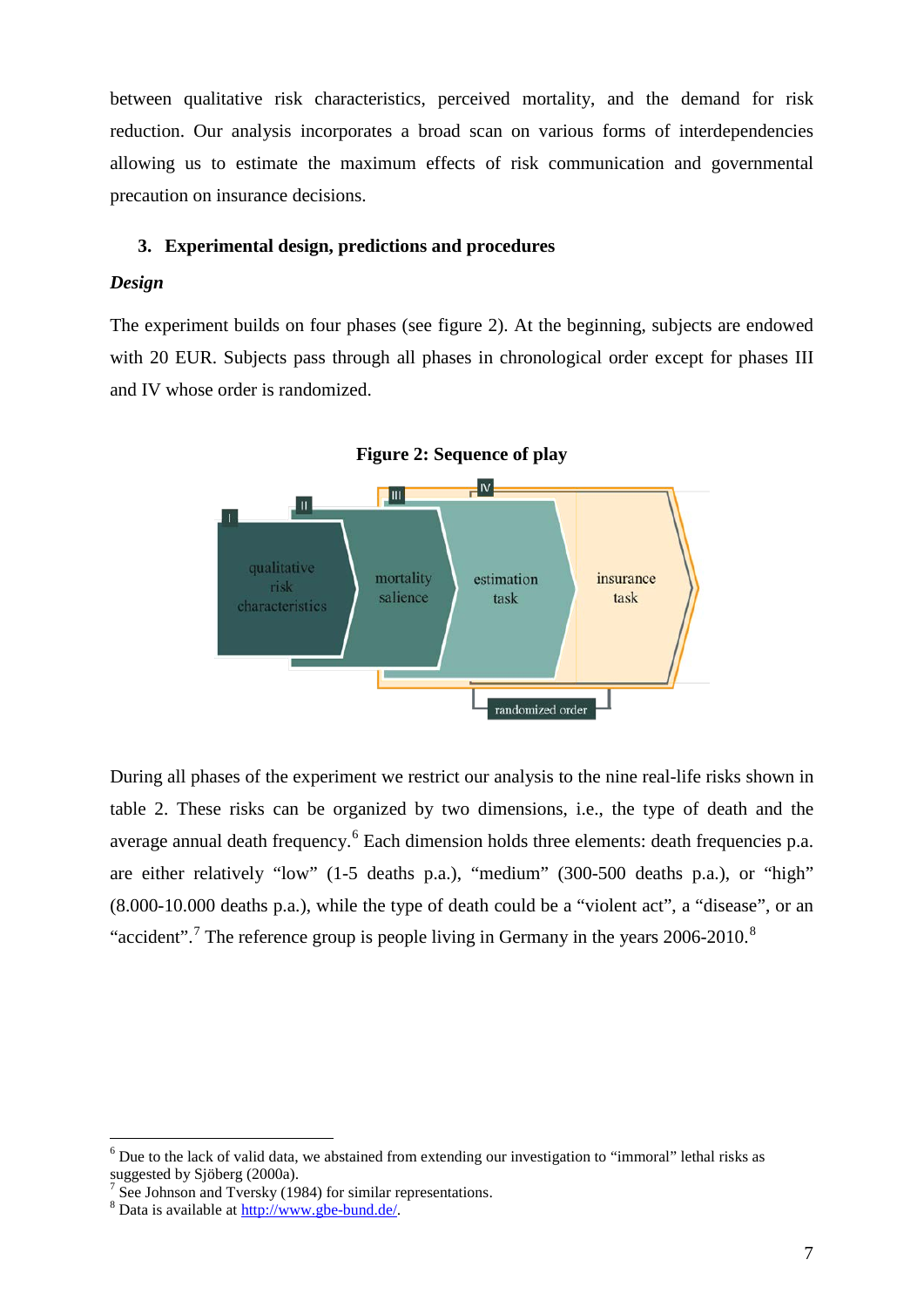between qualitative risk characteristics, perceived mortality, and the demand for risk reduction. Our analysis incorporates a broad scan on various forms of interdependencies allowing us to estimate the maximum effects of risk communication and governmental precaution on insurance decisions.

## 3. Experimental design, predictions and procedures

### *Design*

The experiment builds on four phases (see figure 2). At the beginning, subjects are endowed with 20 EUR. Subjects pass through all phases in chronological order except for phases III and IV whose order is randomized.

**Figure 2: Sequence of play**

During all phases of the experiment we restrict our analysis to the nine real-life risks shown in table 2. These risks can be organized by two dimensions, i.e., the type of death and the average annual death frequency.[6] Each dimension holds three elements: death frequencies p.a. are either relatively "low" (1-5 deaths p.a.), "medium" (300-500 deaths p.a.), or "high" (8.000-10.000 deaths p.a.), while the type of death could be a "violent act", a "disease", or an "accident".[7] The reference group is people living in Germany in the years 2006-2010.[8]

---

[6] Due to the lack of valid data, we abstained from extending our investigation to "immoral" lethal risks as suggested by Sjöberg (2000a).

[7] See Johnson and Tversky (1984) for similar representations.

[8] Data is available at http://www.gbe-bund.de/.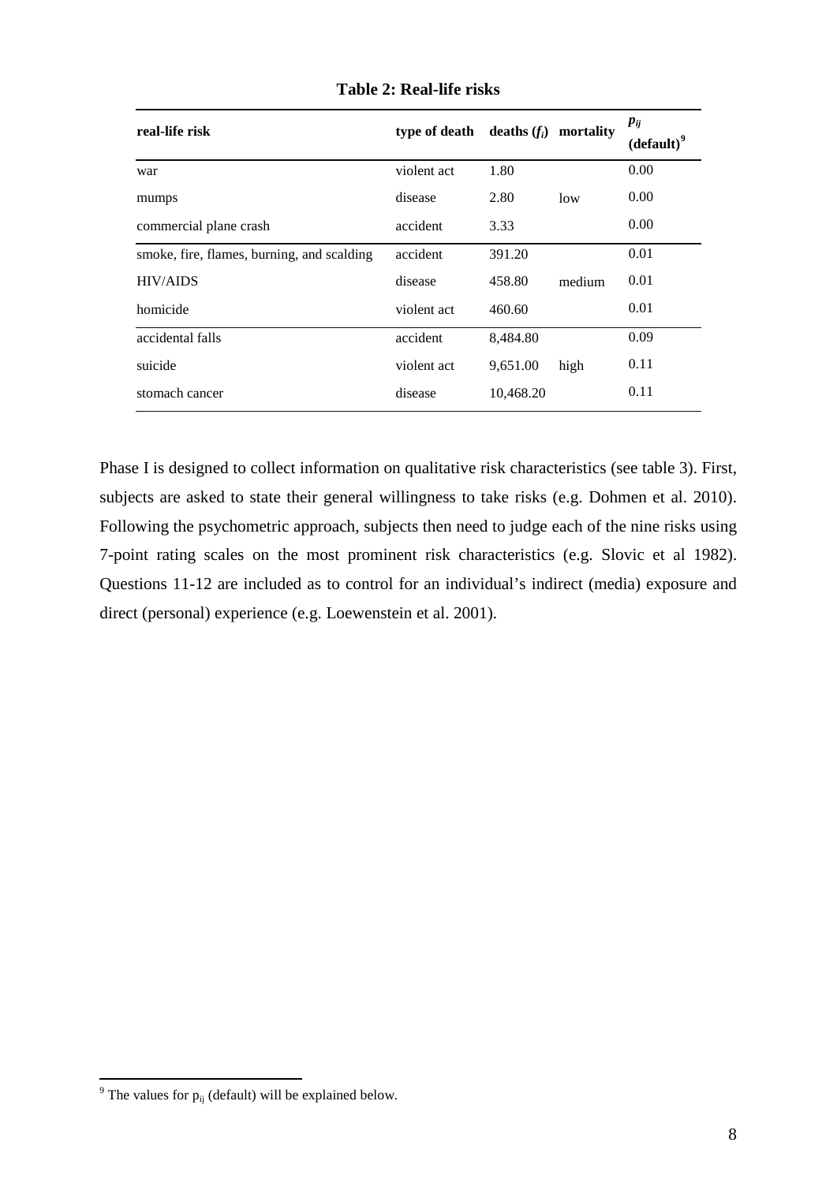**Table 2: Real-life risks**

| real-life risk | type of death | deaths ($f_i$) | mortality | $p_{ij}$ (default)[9] |
|---|---|---|---|---|
| war | violent act | 1.80 | | 0.00 |
| mumps | disease | 2.80 | low | 0.00 |
| commercial plane crash | accident | 3.33 | | 0.00 |
| smoke, fire, flames, burning, and scalding | accident | 391.20 | | 0.01 |
| HIV/AIDS | disease | 458.80 | medium | 0.01 |
| homicide | violent act | 460.60 | | 0.01 |
| accidental falls | accident | 8,484.80 | | 0.09 |
| suicide | violent act | 9,651.00 | high | 0.11 |
| stomach cancer | disease | 10,468.20 | | 0.11 |

Phase I is designed to collect information on qualitative risk characteristics (see table 3). First, subjects are asked to state their general willingness to take risks (e.g. Dohmen et al. 2010). Following the psychometric approach, subjects then need to judge each of the nine risks using 7-point rating scales on the most prominent risk characteristics (e.g. Slovic et al 1982). Questions 11-12 are included as to control for an individual's indirect (media) exposure and direct (personal) experience (e.g. Loewenstein et al. 2001).

[9] The values for $p_{ij}$ (default) will be explained below.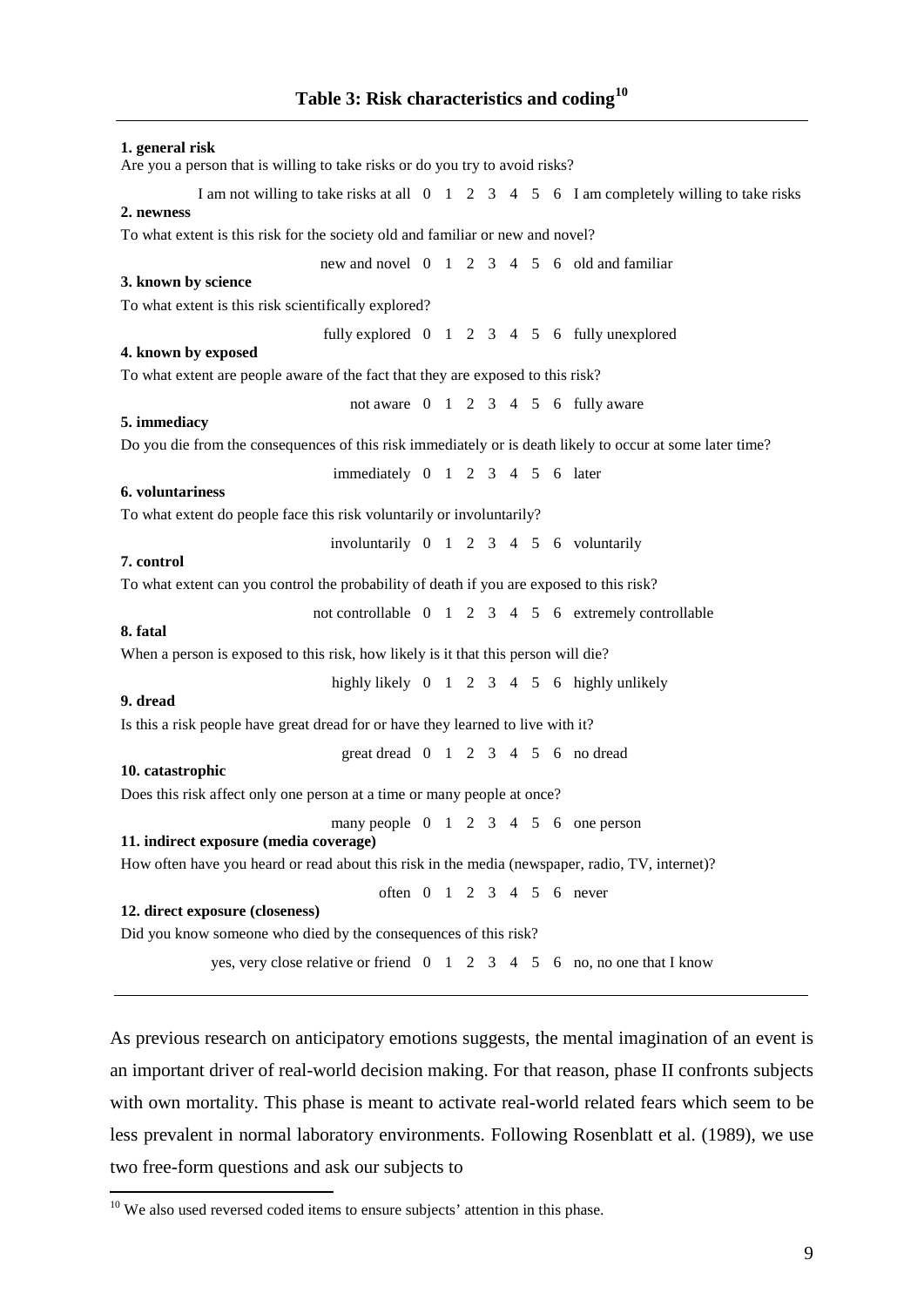## Table 3: Risk characteristics and coding[10]

**1. general risk**

Are you a person that is willing to take risks or do you try to avoid risks?

I am not willing to take risks at all 0 1 2 3 4 5 6 I am completely willing to take risks

**2. newness**

To what extent is this risk for the society old and familiar or new and novel?

new and novel 0 1 2 3 4 5 6 old and familiar

**3. known by science**

To what extent is this risk scientifically explored?

fully explored 0 1 2 3 4 5 6 fully unexplored

**4. known by exposed**

To what extent are people aware of the fact that they are exposed to this risk?

not aware 0 1 2 3 4 5 6 fully aware

**5. immediacy**

Do you die from the consequences of this risk immediately or is death likely to occur at some later time?

immediately 0 1 2 3 4 5 6 later

**6. voluntariness**

To what extent do people face this risk voluntarily or involuntarily?

involuntarily 0 1 2 3 4 5 6 voluntarily

**7. control**

To what extent can you control the probability of death if you are exposed to this risk?

not controllable 0 1 2 3 4 5 6 extremely controllable

**8. fatal**

When a person is exposed to this risk, how likely is it that this person will die?

highly likely 0 1 2 3 4 5 6 highly unlikely

**9. dread**

Is this a risk people have great dread for or have they learned to live with it?

great dread 0 1 2 3 4 5 6 no dread

**10. catastrophic**

Does this risk affect only one person at a time or many people at once?

many people 0 1 2 3 4 5 6 one person

**11. indirect exposure (media coverage)**

How often have you heard or read about this risk in the media (newspaper, radio, TV, internet)?

often 0 1 2 3 4 5 6 never

**12. direct exposure (closeness)**

Did you know someone who died by the consequences of this risk?

yes, very close relative or friend 0 1 2 3 4 5 6 no, no one that I know

---

As previous research on anticipatory emotions suggests, the mental imagination of an event is an important driver of real-world decision making. For that reason, phase II confronts subjects with own mortality. This phase is meant to activate real-world related fears which seem to be less prevalent in normal laboratory environments. Following Rosenblatt et al. (1989), we use two free-form questions and ask our subjects to

[10] We also used reversed coded items to ensure subjects' attention in this phase.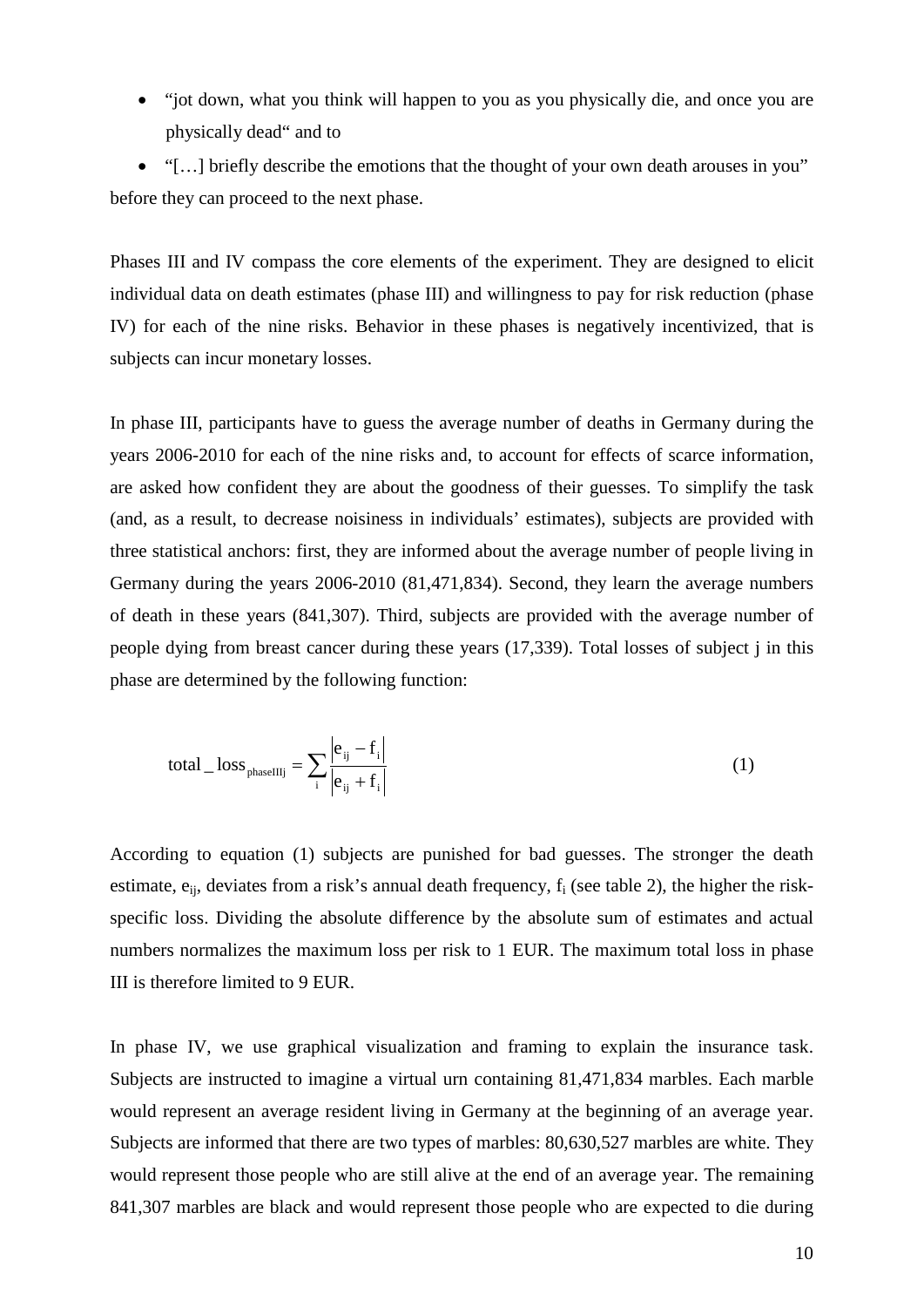- "jot down, what you think will happen to you as you physically die, and once you are physically dead" and to
- "[…] briefly describe the emotions that the thought of your own death arouses in you"

before they can proceed to the next phase.

Phases III and IV compass the core elements of the experiment. They are designed to elicit individual data on death estimates (phase III) and willingness to pay for risk reduction (phase IV) for each of the nine risks. Behavior in these phases is negatively incentivized, that is subjects can incur monetary losses.

In phase III, participants have to guess the average number of deaths in Germany during the years 2006-2010 for each of the nine risks and, to account for effects of scarce information, are asked how confident they are about the goodness of their guesses. To simplify the task (and, as a result, to decrease noisiness in individuals' estimates), subjects are provided with three statistical anchors: first, they are informed about the average number of people living in Germany during the years 2006-2010 (81,471,834). Second, they learn the average numbers of death in these years (841,307). Third, subjects are provided with the average number of people dying from breast cancer during these years (17,339). Total losses of subject j in this phase are determined by the following function:

$$\text{total\_loss}_{\text{phaseIIIj}} = \sum_{i} \frac{\left| e_{ij} - f_i \right|}{\left| e_{ij} + f_i \right|} \tag{1}$$

According to equation (1) subjects are punished for bad guesses. The stronger the death estimate, $e_{ij}$, deviates from a risk's annual death frequency, $f_i$ (see table 2), the higher the risk-specific loss. Dividing the absolute difference by the absolute sum of estimates and actual numbers normalizes the maximum loss per risk to 1 EUR. The maximum total loss in phase III is therefore limited to 9 EUR.

In phase IV, we use graphical visualization and framing to explain the insurance task. Subjects are instructed to imagine a virtual urn containing 81,471,834 marbles. Each marble would represent an average resident living in Germany at the beginning of an average year. Subjects are informed that there are two types of marbles: 80,630,527 marbles are white. They would represent those people who are still alive at the end of an average year. The remaining 841,307 marbles are black and would represent those people who are expected to die during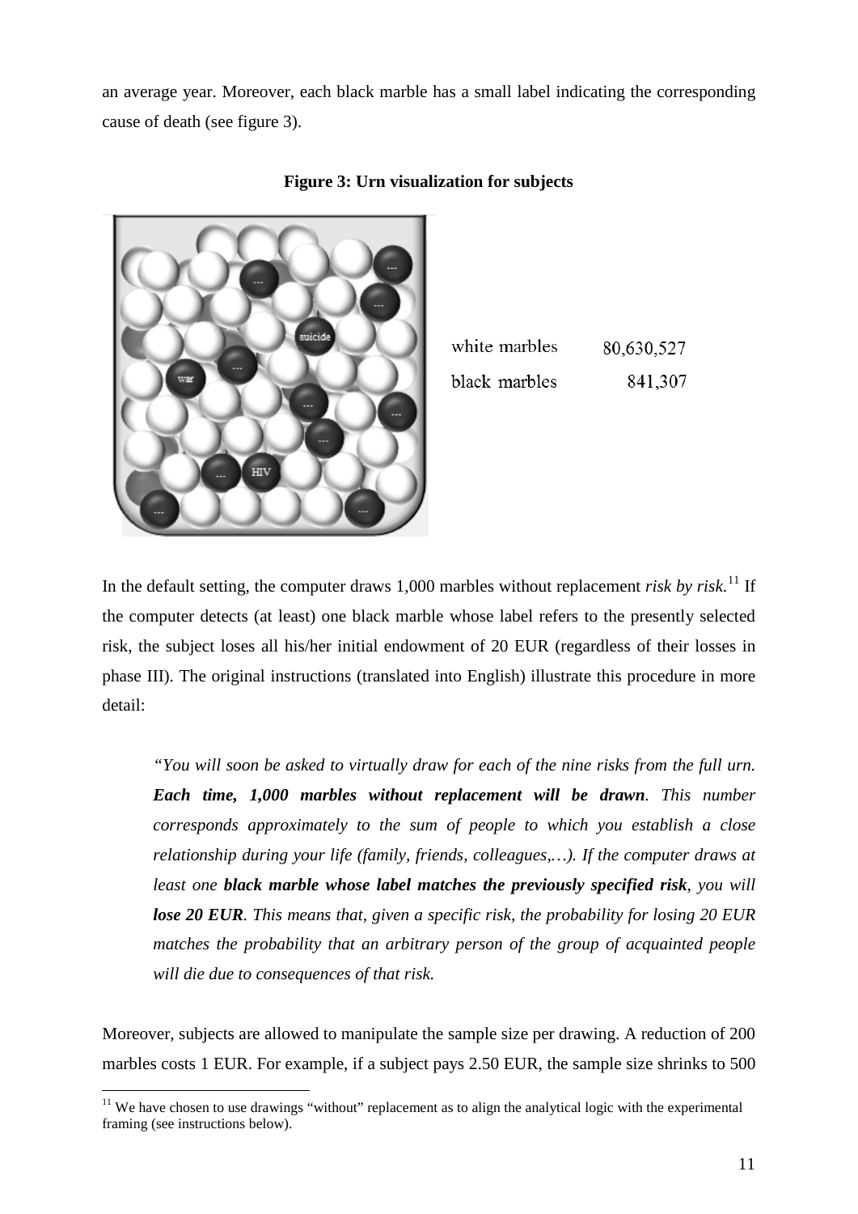an average year. Moreover, each black marble has a small label indicating the corresponding cause of death (see figure 3).

**Figure 3: Urn visualization for subjects**

| | |
|---|---|
| white marbles | 80,630,527 |
| black marbles | 841,307 |

In the default setting, the computer draws 1,000 marbles without replacement *risk by risk*.[11] If the computer detects (at least) one black marble whose label refers to the presently selected risk, the subject loses all his/her initial endowment of 20 EUR (regardless of their losses in phase III). The original instructions (translated into English) illustrate this procedure in more detail:

> *"You will soon be asked to virtually draw for each of the nine risks from the full urn. **Each time, 1,000 marbles without replacement will be drawn**. This number corresponds approximately to the sum of people to which you establish a close relationship during your life (family, friends, colleagues,…). If the computer draws at least one **black marble whose label matches the previously specified risk**, you will **lose 20 EUR**. This means that, given a specific risk, the probability for losing 20 EUR matches the probability that an arbitrary person of the group of acquainted people will die due to consequences of that risk.*

Moreover, subjects are allowed to manipulate the sample size per drawing. A reduction of 200 marbles costs 1 EUR. For example, if a subject pays 2.50 EUR, the sample size shrinks to 500

[11] We have chosen to use drawings "without" replacement as to align the analytical logic with the experimental framing (see instructions below).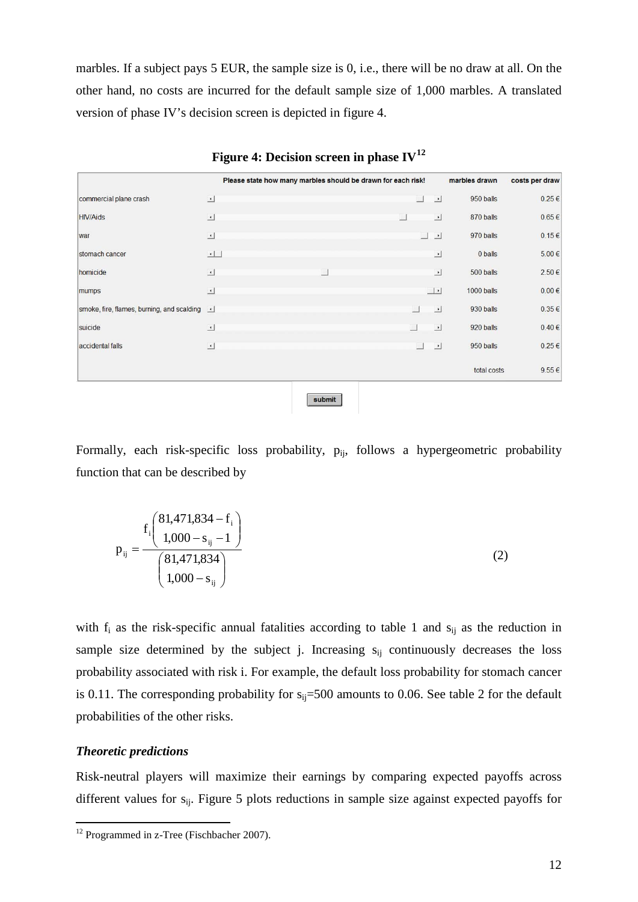marbles. If a subject pays 5 EUR, the sample size is 0, i.e., there will be no draw at all. On the other hand, no costs are incurred for the default sample size of 1,000 marbles. A translated version of phase IV's decision screen is depicted in figure 4.

**Figure 4: Decision screen in phase IV**[12]

| | Please state how many marbles should be drawn for each risk! | marbles drawn | costs per draw |
|---|---|---|---|
| commercial plane crash | | 950 balls | 0.25 € |
| HIV/Aids | | 870 balls | 0.65 € |
| war | | 970 balls | 0.15 € |
| stomach cancer | | 0 balls | 5.00 € |
| homicide | | 500 balls | 2.50 € |
| mumps | | 1000 balls | 0.00 € |
| smoke, fire, flames, burning, and scalding | | 930 balls | 0.35 € |
| suicide | | 920 balls | 0.40 € |
| accidental falls | | 950 balls | 0.25 € |
| | | total costs | 9.55 € |

submit

Formally, each risk-specific loss probability, $p_{ij}$, follows a hypergeometric probability function that can be described by

$$p_{ij} = \frac{f_i \binom{81{,}471{,}834 - f_i}{1{,}000 - s_{ij} - 1}}{\binom{81{,}471{,}834}{1{,}000 - s_{ij}}} \tag{2}$$

with $f_i$ as the risk-specific annual fatalities according to table 1 and $s_{ij}$ as the reduction in sample size determined by the subject j. Increasing $s_{ij}$ continuously decreases the loss probability associated with risk i. For example, the default loss probability for stomach cancer is 0.11. The corresponding probability for $s_{ij}$=500 amounts to 0.06. See table 2 for the default probabilities of the other risks.

***Theoretic predictions***

Risk-neutral players will maximize their earnings by comparing expected payoffs across different values for $s_{ij}$. Figure 5 plots reductions in sample size against expected payoffs for

[12] Programmed in z-Tree (Fischbacher 2007).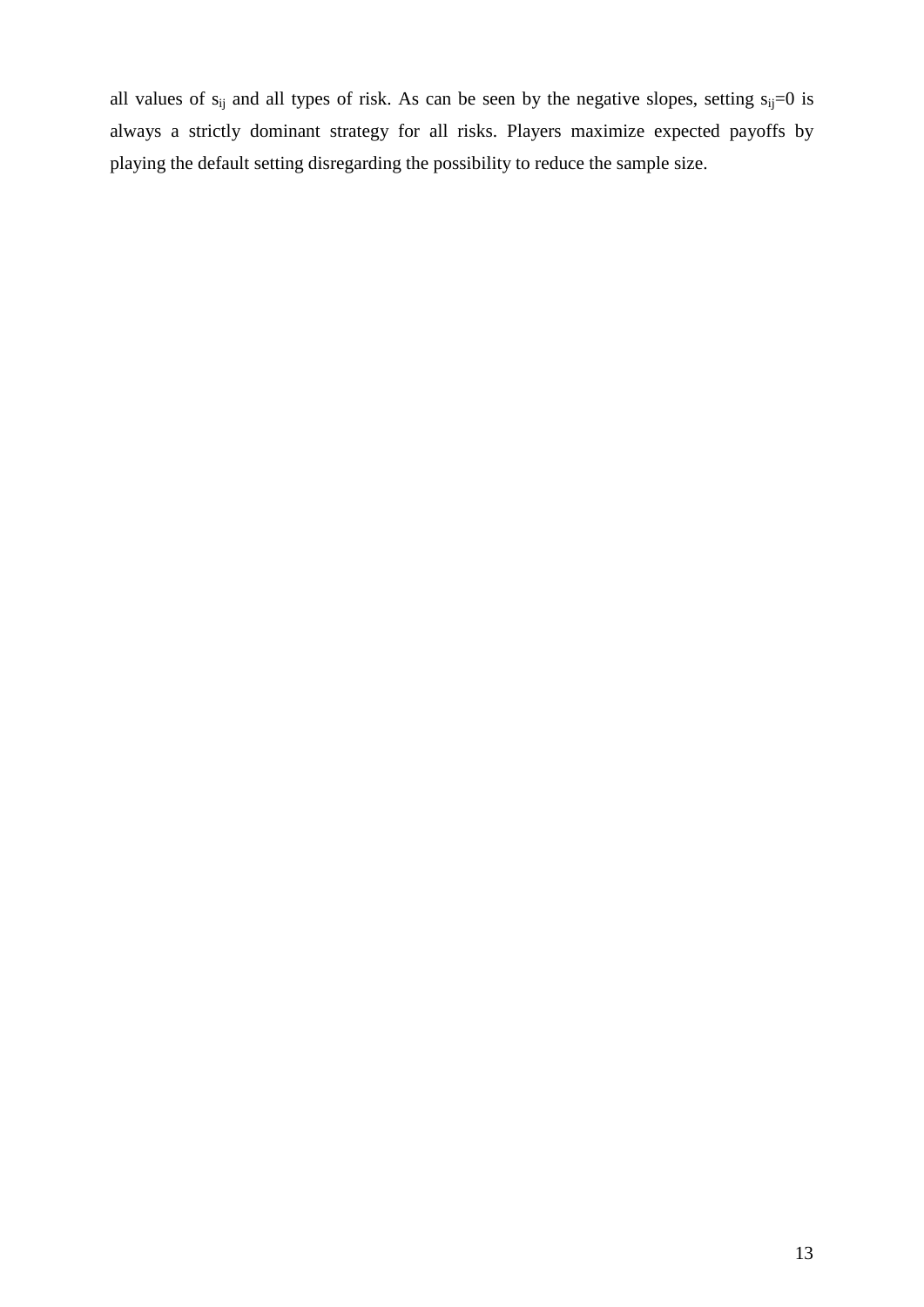all values of $s_{ij}$ and all types of risk. As can be seen by the negative slopes, setting $s_{ij}=0$ is always a strictly dominant strategy for all risks. Players maximize expected payoffs by playing the default setting disregarding the possibility to reduce the sample size.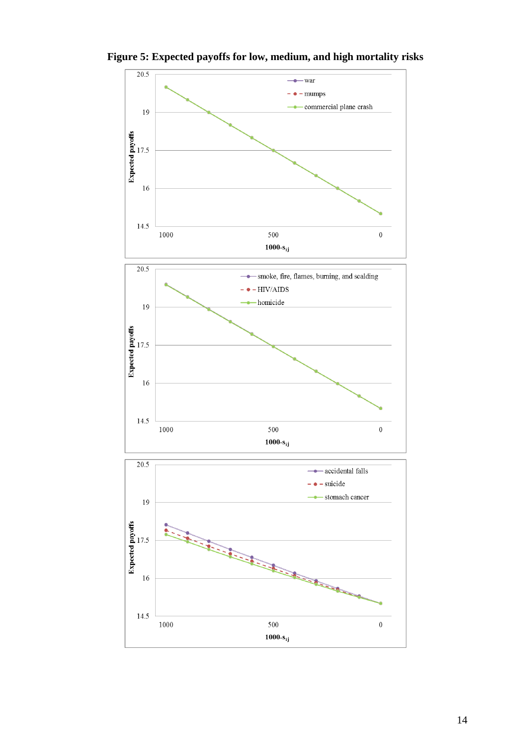**Figure 5: Expected payoffs for low, medium, and high mortality risks**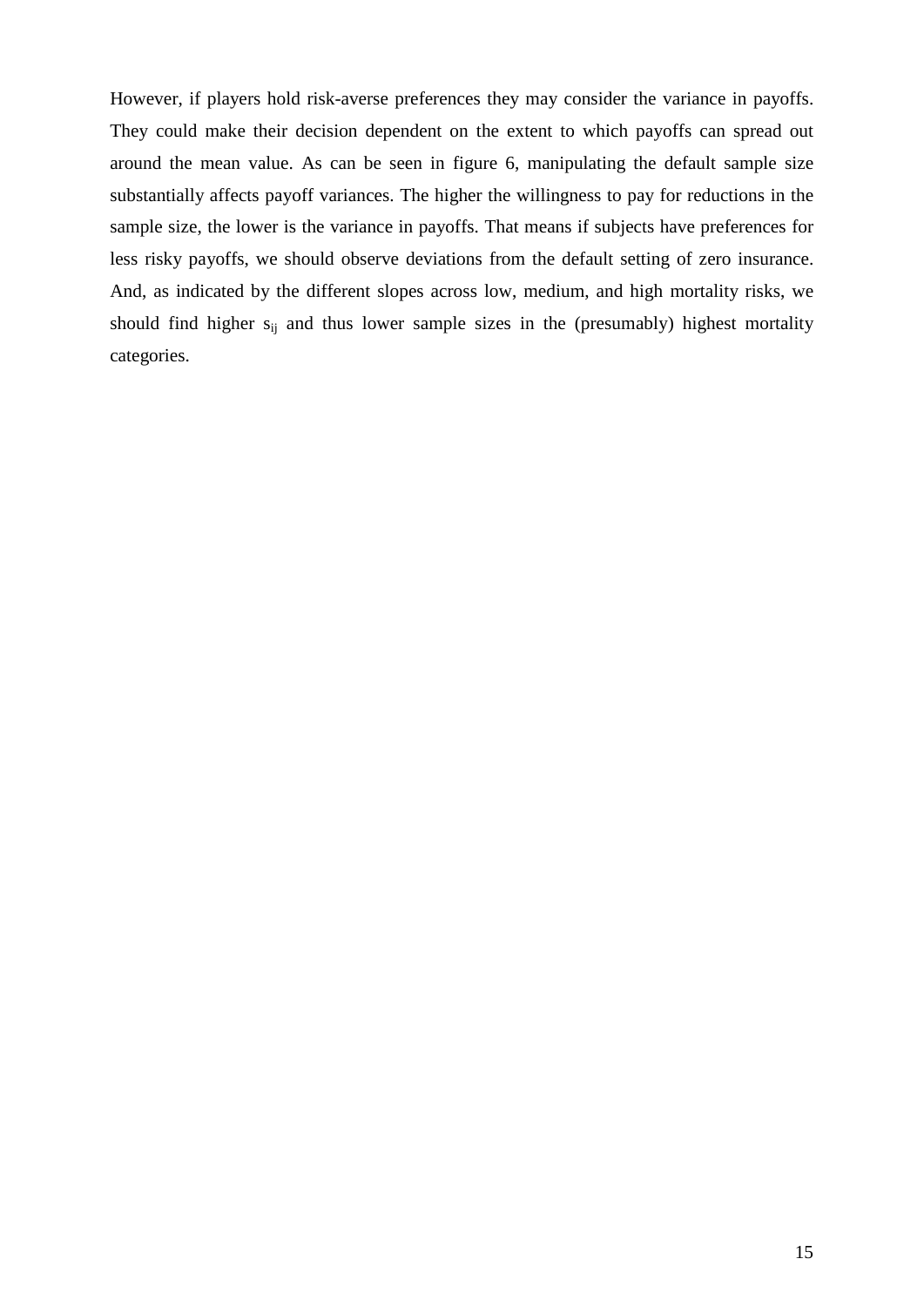However, if players hold risk-averse preferences they may consider the variance in payoffs. They could make their decision dependent on the extent to which payoffs can spread out around the mean value. As can be seen in figure 6, manipulating the default sample size substantially affects payoff variances. The higher the willingness to pay for reductions in the sample size, the lower is the variance in payoffs. That means if subjects have preferences for less risky payoffs, we should observe deviations from the default setting of zero insurance. And, as indicated by the different slopes across low, medium, and high mortality risks, we should find higher $s_{ij}$ and thus lower sample sizes in the (presumably) highest mortality categories.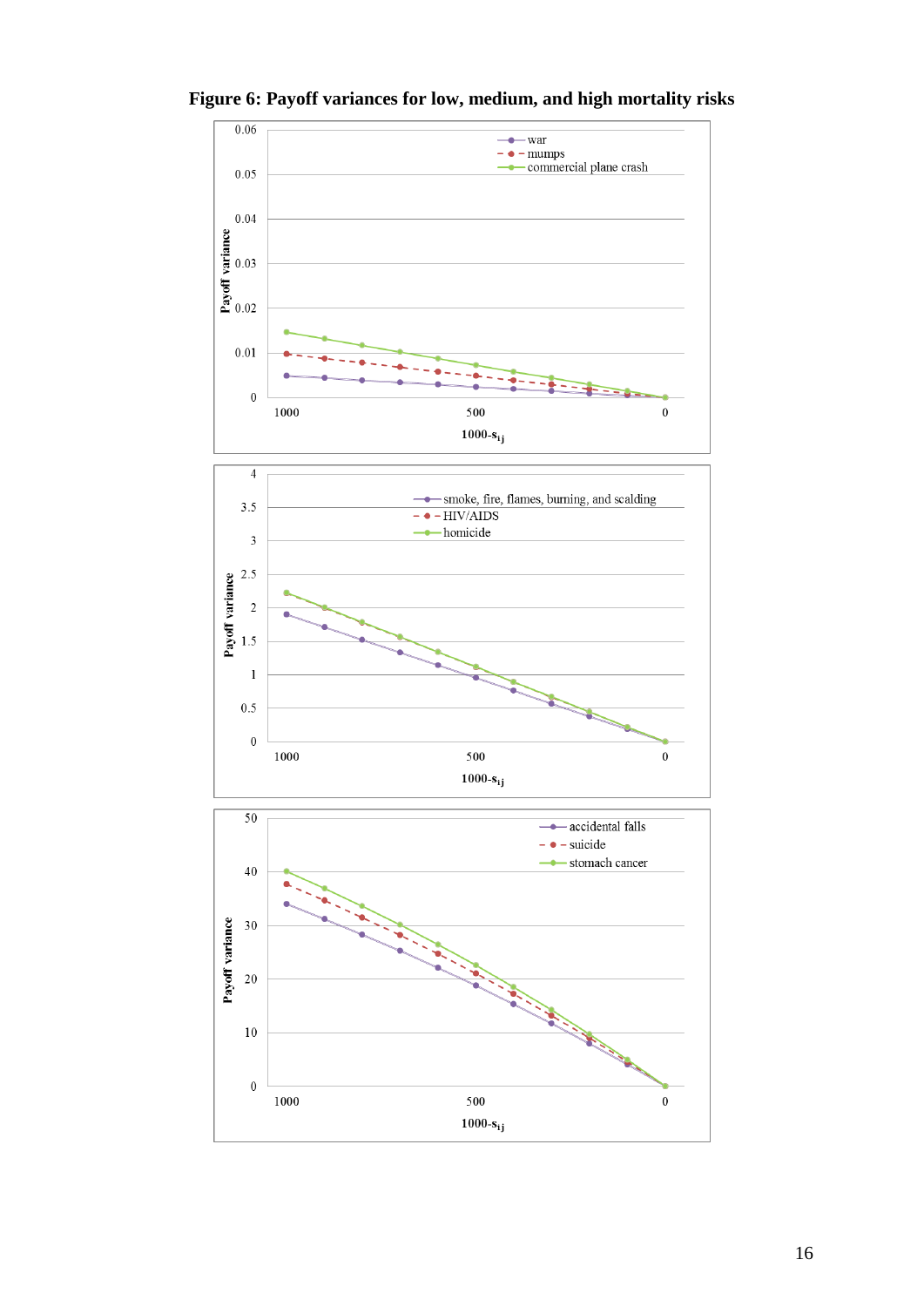**Figure 6: Payoff variances for low, medium, and high mortality risks**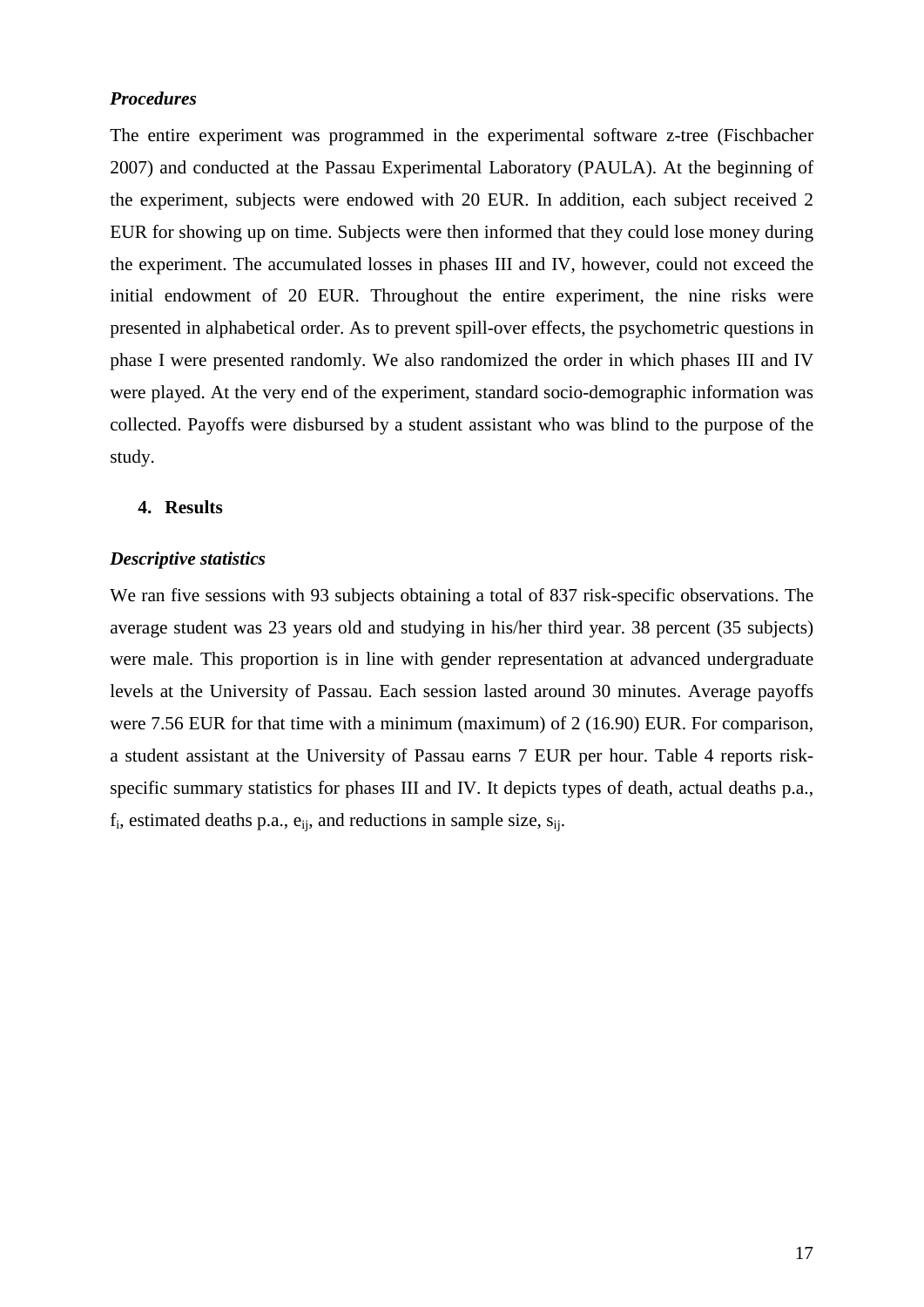### *Procedures*

The entire experiment was programmed in the experimental software z-tree (Fischbacher 2007) and conducted at the Passau Experimental Laboratory (PAULA). At the beginning of the experiment, subjects were endowed with 20 EUR. In addition, each subject received 2 EUR for showing up on time. Subjects were then informed that they could lose money during the experiment. The accumulated losses in phases III and IV, however, could not exceed the initial endowment of 20 EUR. Throughout the entire experiment, the nine risks were presented in alphabetical order. As to prevent spill-over effects, the psychometric questions in phase I were presented randomly. We also randomized the order in which phases III and IV were played. At the very end of the experiment, standard socio-demographic information was collected. Payoffs were disbursed by a student assistant who was blind to the purpose of the study.

## 4. Results

### *Descriptive statistics*

We ran five sessions with 93 subjects obtaining a total of 837 risk-specific observations. The average student was 23 years old and studying in his/her third year. 38 percent (35 subjects) were male. This proportion is in line with gender representation at advanced undergraduate levels at the University of Passau. Each session lasted around 30 minutes. Average payoffs were 7.56 EUR for that time with a minimum (maximum) of 2 (16.90) EUR. For comparison, a student assistant at the University of Passau earns 7 EUR per hour. Table 4 reports risk-specific summary statistics for phases III and IV. It depicts types of death, actual deaths p.a., $f_i$, estimated deaths p.a., $e_{ij}$, and reductions in sample size, $s_{ij}$.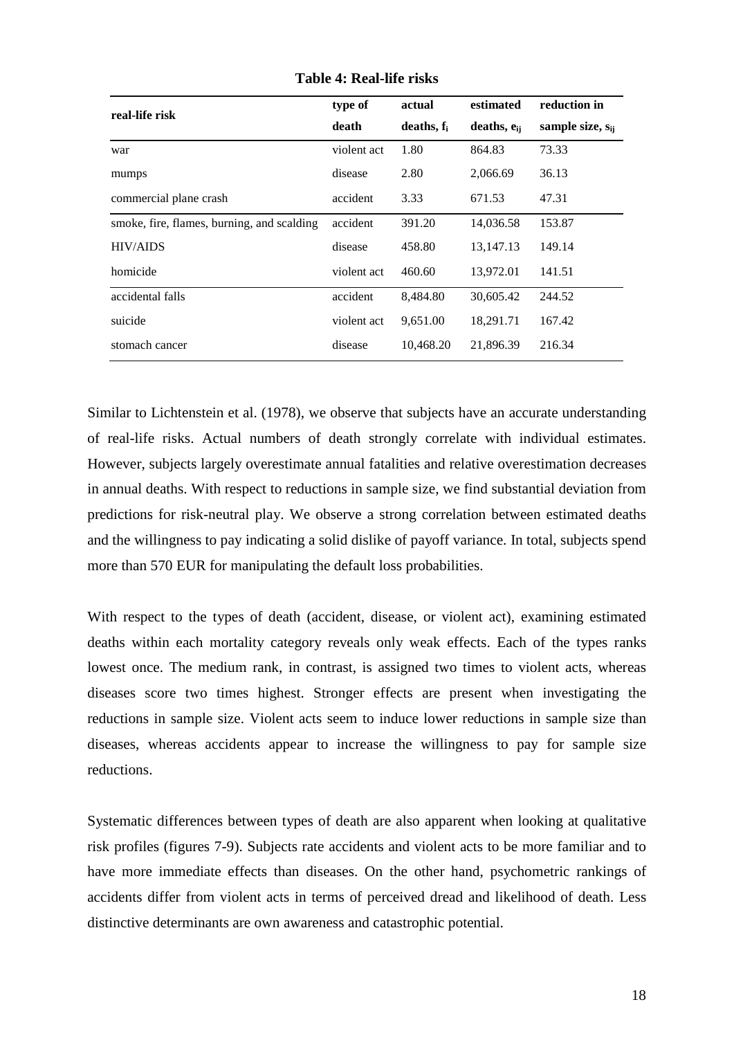**Table 4: Real-life risks**

| real-life risk | type of death | actual deaths, $f_i$ | estimated deaths, $e_{ij}$ | reduction in sample size, $s_{ij}$ |
|---|---|---|---|---|
| war | violent act | 1.80 | 864.83 | 73.33 |
| mumps | disease | 2.80 | 2,066.69 | 36.13 |
| commercial plane crash | accident | 3.33 | 671.53 | 47.31 |
| smoke, fire, flames, burning, and scalding | accident | 391.20 | 14,036.58 | 153.87 |
| HIV/AIDS | disease | 458.80 | 13,147.13 | 149.14 |
| homicide | violent act | 460.60 | 13,972.01 | 141.51 |
| accidental falls | accident | 8,484.80 | 30,605.42 | 244.52 |
| suicide | violent act | 9,651.00 | 18,291.71 | 167.42 |
| stomach cancer | disease | 10,468.20 | 21,896.39 | 216.34 |

Similar to Lichtenstein et al. (1978), we observe that subjects have an accurate understanding of real-life risks. Actual numbers of death strongly correlate with individual estimates. However, subjects largely overestimate annual fatalities and relative overestimation decreases in annual deaths. With respect to reductions in sample size, we find substantial deviation from predictions for risk-neutral play. We observe a strong correlation between estimated deaths and the willingness to pay indicating a solid dislike of payoff variance. In total, subjects spend more than 570 EUR for manipulating the default loss probabilities.

With respect to the types of death (accident, disease, or violent act), examining estimated deaths within each mortality category reveals only weak effects. Each of the types ranks lowest once. The medium rank, in contrast, is assigned two times to violent acts, whereas diseases score two times highest. Stronger effects are present when investigating the reductions in sample size. Violent acts seem to induce lower reductions in sample size than diseases, whereas accidents appear to increase the willingness to pay for sample size reductions.

Systematic differences between types of death are also apparent when looking at qualitative risk profiles (figures 7-9). Subjects rate accidents and violent acts to be more familiar and to have more immediate effects than diseases. On the other hand, psychometric rankings of accidents differ from violent acts in terms of perceived dread and likelihood of death. Less distinctive determinants are own awareness and catastrophic potential.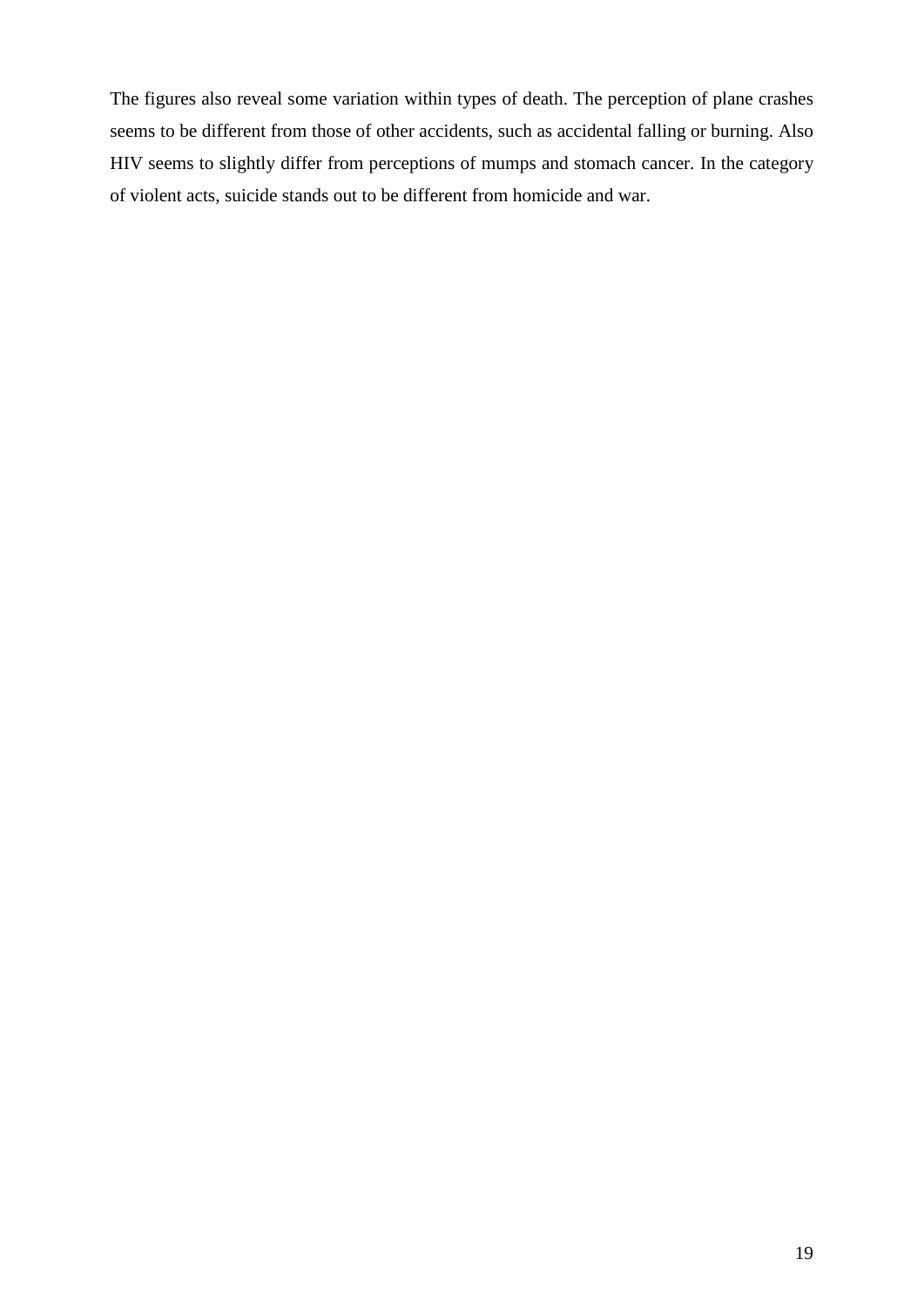The figures also reveal some variation within types of death. The perception of plane crashes seems to be different from those of other accidents, such as accidental falling or burning. Also HIV seems to slightly differ from perceptions of mumps and stomach cancer. In the category of violent acts, suicide stands out to be different from homicide and war.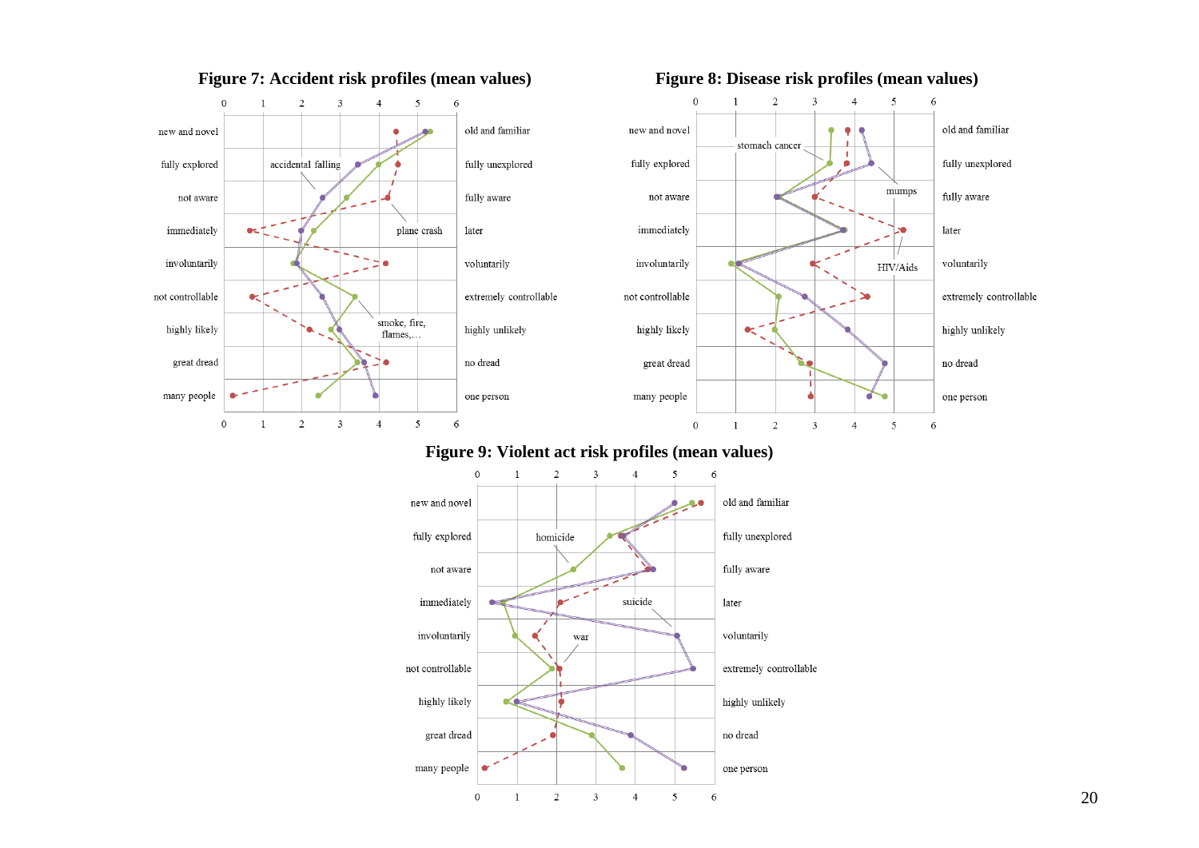**Figure 7: Accident risk profiles (mean values)**

**Figure 8: Disease risk profiles (mean values)**

**Figure 9: Violent act risk profiles (mean values)**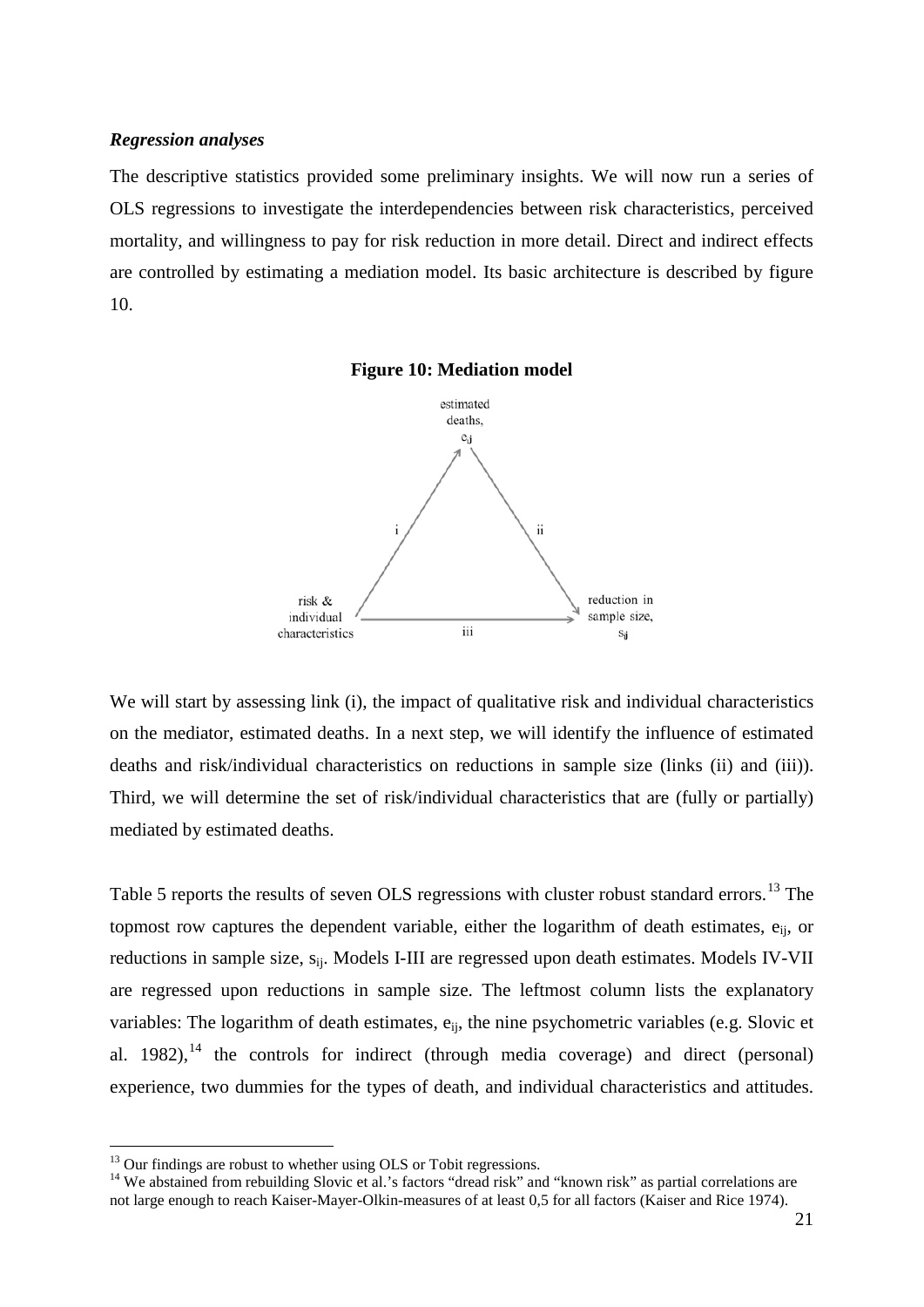### *Regression analyses*

The descriptive statistics provided some preliminary insights. We will now run a series of OLS regressions to investigate the interdependencies between risk characteristics, perceived mortality, and willingness to pay for risk reduction in more detail. Direct and indirect effects are controlled by estimating a mediation model. Its basic architecture is described by figure 10.

**Figure 10: Mediation model**

We will start by assessing link (i), the impact of qualitative risk and individual characteristics on the mediator, estimated deaths. In a next step, we will identify the influence of estimated deaths and risk/individual characteristics on reductions in sample size (links (ii) and (iii)). Third, we will determine the set of risk/individual characteristics that are (fully or partially) mediated by estimated deaths.

Table 5 reports the results of seven OLS regressions with cluster robust standard errors.[13] The topmost row captures the dependent variable, either the logarithm of death estimates, $e_{ij}$, or reductions in sample size, $s_{ij}$. Models I-III are regressed upon death estimates. Models IV-VII are regressed upon reductions in sample size. The leftmost column lists the explanatory variables: The logarithm of death estimates, $e_{ij}$, the nine psychometric variables (e.g. Slovic et al. 1982),[14] the controls for indirect (through media coverage) and direct (personal) experience, two dummies for the types of death, and individual characteristics and attitudes.

[13] Our findings are robust to whether using OLS or Tobit regressions.

[14] We abstained from rebuilding Slovic et al.'s factors "dread risk" and "known risk" as partial correlations are not large enough to reach Kaiser-Mayer-Olkin-measures of at least 0,5 for all factors (Kaiser and Rice 1974).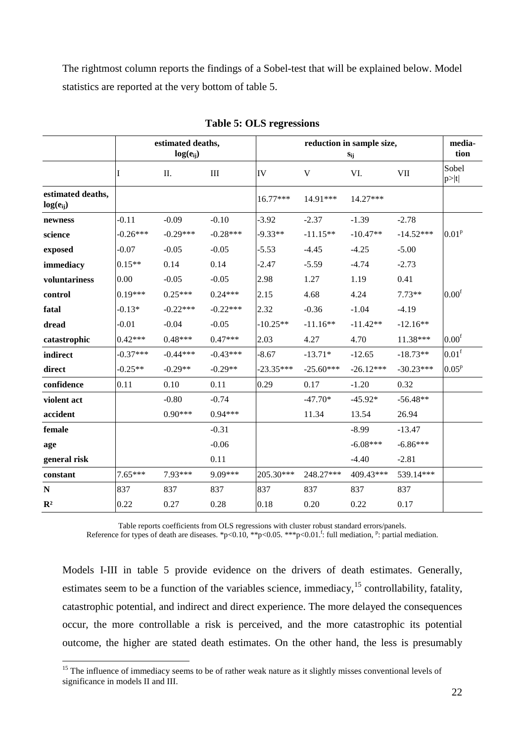The rightmost column reports the findings of a Sobel-test that will be explained below. Model statistics are reported at the very bottom of table 5.

**Table 5: OLS regressions**

| | estimated deaths, $\log(e_{ij})$ | | | reduction in sample size, $s_{ij}$ | | | | media-tion |
|---|---|---|---|---|---|---|---|---|
| | I | II. | III | IV | V | VI. | VII | Sobel p>\|t\| |
| **estimated deaths, $\log(e_{ij})$** | | | | 16.77*** | 14.91*** | 14.27*** | | |
| **newness** | -0.11 | -0.09 | -0.10 | -3.92 | -2.37 | -1.39 | -2.78 | |
| **science** | -0.26*** | -0.29*** | -0.28*** | -9.33** | -11.15** | -10.47** | -14.52*** | 0.01[p] |
| **exposed** | -0.07 | -0.05 | -0.05 | -5.53 | -4.45 | -4.25 | -5.00 | |
| **immediacy** | 0.15** | 0.14 | 0.14 | -2.47 | -5.59 | -4.74 | -2.73 | |
| **voluntariness** | 0.00 | -0.05 | -0.05 | 2.98 | 1.27 | 1.19 | 0.41 | |
| **control** | 0.19*** | 0.25*** | 0.24*** | 2.15 | 4.68 | 4.24 | 7.73** | 0.00[f] |
| **fatal** | -0.13* | -0.22*** | -0.22*** | 2.32 | -0.36 | -1.04 | -4.19 | |
| **dread** | -0.01 | -0.04 | -0.05 | -10.25** | -11.16** | -11.42** | -12.16** | |
| **catastrophic** | 0.42*** | 0.48*** | 0.47*** | 2.03 | 4.27 | 4.70 | 11.38*** | 0.00[f] |
| **indirect** | -0.37*** | -0.44*** | -0.43*** | -8.67 | -13.71* | -12.65 | -18.73** | 0.01[f] |
| **direct** | -0.25** | -0.29** | -0.29** | -23.35*** | -25.60*** | -26.12*** | -30.23*** | 0.05[p] |
| **confidence** | 0.11 | 0.10 | 0.11 | 0.29 | 0.17 | -1.20 | 0.32 | |
| **violent act** | | -0.80 | -0.74 | | -47.70* | -45.92* | -56.48** | |
| **accident** | | 0.90*** | 0.94*** | | 11.34 | 13.54 | 26.94 | |
| **female** | | | -0.31 | | | -8.99 | -13.47 | |
| **age** | | | -0.06 | | | -6.08*** | -6.86*** | |
| **general risk** | | | 0.11 | | | -4.40 | -2.81 | |
| **constant** | 7.65*** | 7.93*** | 9.09*** | 205.30*** | 248.27*** | 409.43*** | 539.14*** | |
| **N** | 837 | 837 | 837 | 837 | 837 | 837 | 837 | |
| $R^2$ | 0.22 | 0.27 | 0.28 | 0.18 | 0.20 | 0.22 | 0.17 | |

Table reports coefficients from OLS regressions with cluster robust standard errors/panels.
Reference for types of death are diseases. *p<0.10, **p<0.05. ***p<0.01.[f]: full mediation, [p]: partial mediation.

Models I-III in table 5 provide evidence on the drivers of death estimates. Generally, estimates seem to be a function of the variables science, immediacy,[15] controllability, fatality, catastrophic potential, and indirect and direct experience. The more delayed the consequences occur, the more controllable a risk is perceived, and the more catastrophic its potential outcome, the higher are stated death estimates. On the other hand, the less is presumably

[15] The influence of immediacy seems to be of rather weak nature as it slightly misses conventional levels of significance in models II and III.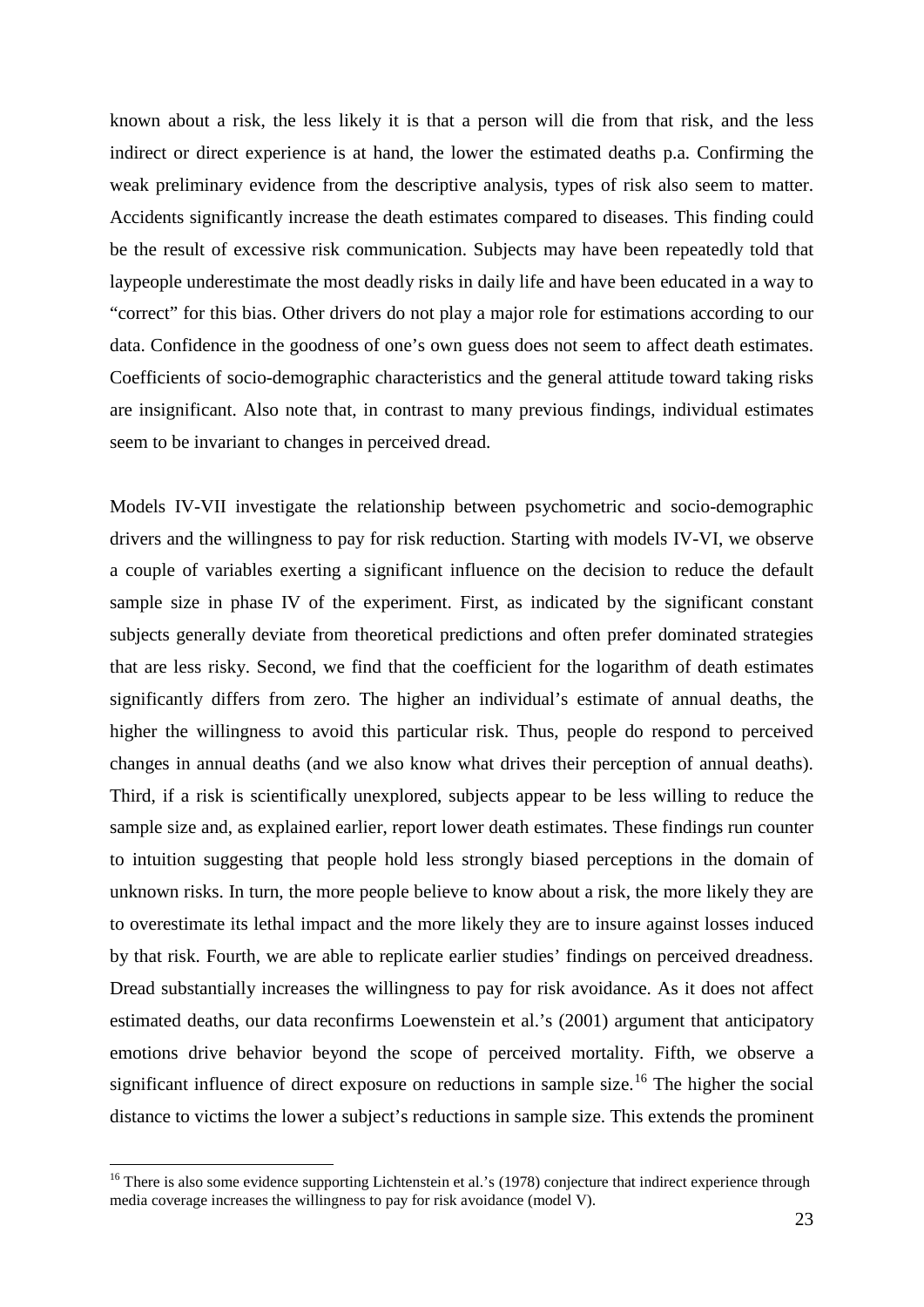known about a risk, the less likely it is that a person will die from that risk, and the less indirect or direct experience is at hand, the lower the estimated deaths p.a. Confirming the weak preliminary evidence from the descriptive analysis, types of risk also seem to matter. Accidents significantly increase the death estimates compared to diseases. This finding could be the result of excessive risk communication. Subjects may have been repeatedly told that laypeople underestimate the most deadly risks in daily life and have been educated in a way to "correct" for this bias. Other drivers do not play a major role for estimations according to our data. Confidence in the goodness of one's own guess does not seem to affect death estimates. Coefficients of socio-demographic characteristics and the general attitude toward taking risks are insignificant. Also note that, in contrast to many previous findings, individual estimates seem to be invariant to changes in perceived dread.

Models IV-VII investigate the relationship between psychometric and socio-demographic drivers and the willingness to pay for risk reduction. Starting with models IV-VI, we observe a couple of variables exerting a significant influence on the decision to reduce the default sample size in phase IV of the experiment. First, as indicated by the significant constant subjects generally deviate from theoretical predictions and often prefer dominated strategies that are less risky. Second, we find that the coefficient for the logarithm of death estimates significantly differs from zero. The higher an individual's estimate of annual deaths, the higher the willingness to avoid this particular risk. Thus, people do respond to perceived changes in annual deaths (and we also know what drives their perception of annual deaths). Third, if a risk is scientifically unexplored, subjects appear to be less willing to reduce the sample size and, as explained earlier, report lower death estimates. These findings run counter to intuition suggesting that people hold less strongly biased perceptions in the domain of unknown risks. In turn, the more people believe to know about a risk, the more likely they are to overestimate its lethal impact and the more likely they are to insure against losses induced by that risk. Fourth, we are able to replicate earlier studies' findings on perceived dreadness. Dread substantially increases the willingness to pay for risk avoidance. As it does not affect estimated deaths, our data reconfirms Loewenstein et al.'s (2001) argument that anticipatory emotions drive behavior beyond the scope of perceived mortality. Fifth, we observe a significant influence of direct exposure on reductions in sample size.[16] The higher the social distance to victims the lower a subject's reductions in sample size. This extends the prominent

[16] There is also some evidence supporting Lichtenstein et al.'s (1978) conjecture that indirect experience through media coverage increases the willingness to pay for risk avoidance (model V).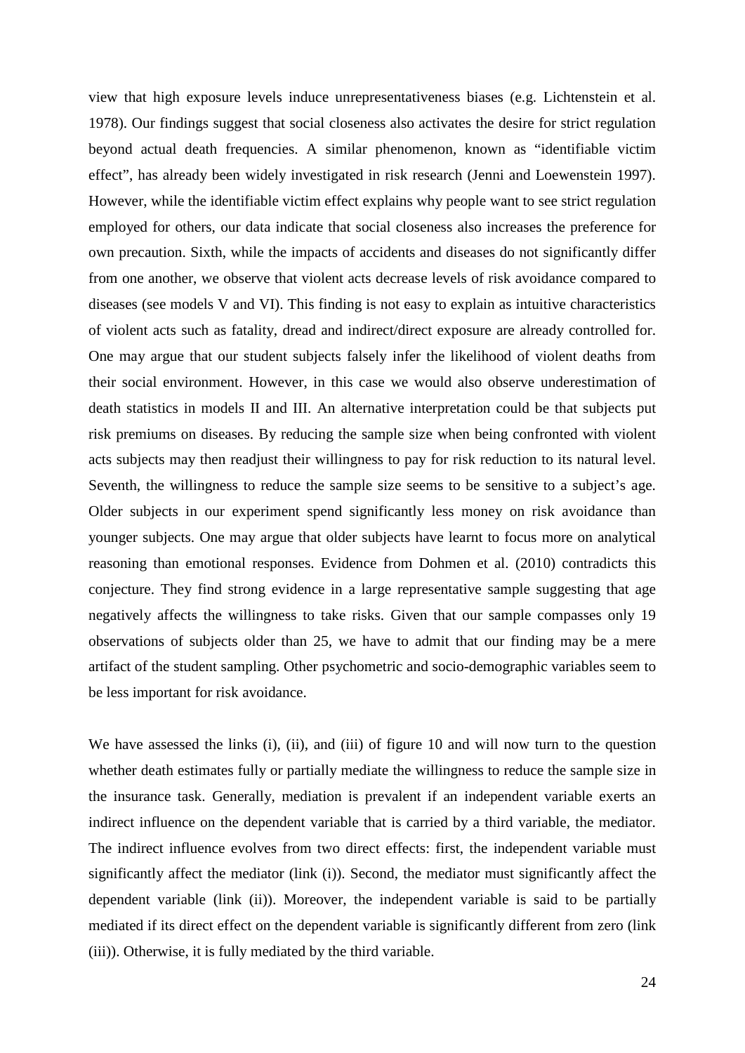view that high exposure levels induce unrepresentativeness biases (e.g. Lichtenstein et al. 1978). Our findings suggest that social closeness also activates the desire for strict regulation beyond actual death frequencies. A similar phenomenon, known as "identifiable victim effect", has already been widely investigated in risk research (Jenni and Loewenstein 1997). However, while the identifiable victim effect explains why people want to see strict regulation employed for others, our data indicate that social closeness also increases the preference for own precaution. Sixth, while the impacts of accidents and diseases do not significantly differ from one another, we observe that violent acts decrease levels of risk avoidance compared to diseases (see models V and VI). This finding is not easy to explain as intuitive characteristics of violent acts such as fatality, dread and indirect/direct exposure are already controlled for. One may argue that our student subjects falsely infer the likelihood of violent deaths from their social environment. However, in this case we would also observe underestimation of death statistics in models II and III. An alternative interpretation could be that subjects put risk premiums on diseases. By reducing the sample size when being confronted with violent acts subjects may then readjust their willingness to pay for risk reduction to its natural level. Seventh, the willingness to reduce the sample size seems to be sensitive to a subject's age. Older subjects in our experiment spend significantly less money on risk avoidance than younger subjects. One may argue that older subjects have learnt to focus more on analytical reasoning than emotional responses. Evidence from Dohmen et al. (2010) contradicts this conjecture. They find strong evidence in a large representative sample suggesting that age negatively affects the willingness to take risks. Given that our sample compasses only 19 observations of subjects older than 25, we have to admit that our finding may be a mere artifact of the student sampling. Other psychometric and socio-demographic variables seem to be less important for risk avoidance.

We have assessed the links (i), (ii), and (iii) of figure 10 and will now turn to the question whether death estimates fully or partially mediate the willingness to reduce the sample size in the insurance task. Generally, mediation is prevalent if an independent variable exerts an indirect influence on the dependent variable that is carried by a third variable, the mediator. The indirect influence evolves from two direct effects: first, the independent variable must significantly affect the mediator (link (i)). Second, the mediator must significantly affect the dependent variable (link (ii)). Moreover, the independent variable is said to be partially mediated if its direct effect on the dependent variable is significantly different from zero (link (iii)). Otherwise, it is fully mediated by the third variable.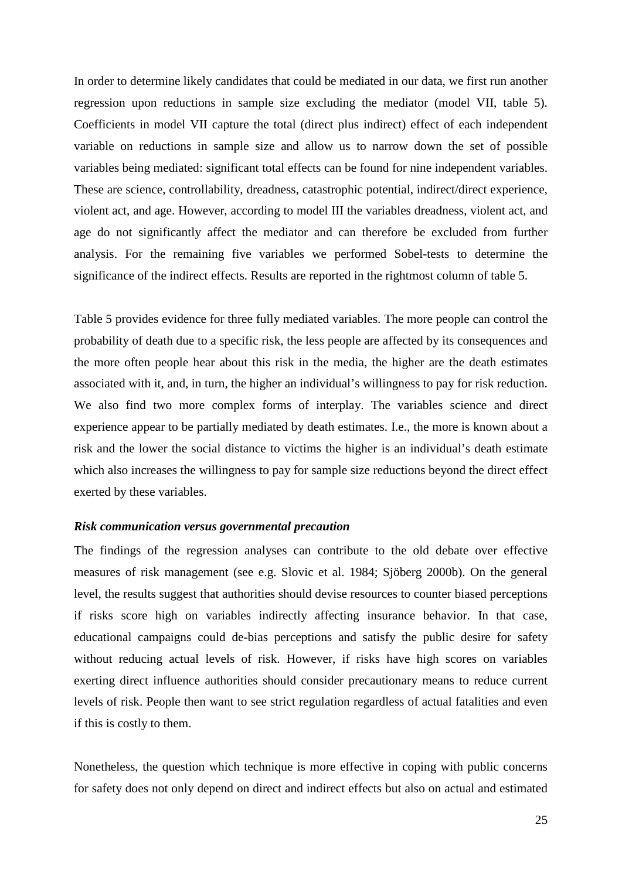In order to determine likely candidates that could be mediated in our data, we first run another regression upon reductions in sample size excluding the mediator (model VII, table 5). Coefficients in model VII capture the total (direct plus indirect) effect of each independent variable on reductions in sample size and allow us to narrow down the set of possible variables being mediated: significant total effects can be found for nine independent variables. These are science, controllability, dreadness, catastrophic potential, indirect/direct experience, violent act, and age. However, according to model III the variables dreadness, violent act, and age do not significantly affect the mediator and can therefore be excluded from further analysis. For the remaining five variables we performed Sobel-tests to determine the significance of the indirect effects. Results are reported in the rightmost column of table 5.

Table 5 provides evidence for three fully mediated variables. The more people can control the probability of death due to a specific risk, the less people are affected by its consequences and the more often people hear about this risk in the media, the higher are the death estimates associated with it, and, in turn, the higher an individual's willingness to pay for risk reduction. We also find two more complex forms of interplay. The variables science and direct experience appear to be partially mediated by death estimates. I.e., the more is known about a risk and the lower the social distance to victims the higher is an individual's death estimate which also increases the willingness to pay for sample size reductions beyond the direct effect exerted by these variables.

### *Risk communication versus governmental precaution*

The findings of the regression analyses can contribute to the old debate over effective measures of risk management (see e.g. Slovic et al. 1984; Sjöberg 2000b). On the general level, the results suggest that authorities should devise resources to counter biased perceptions if risks score high on variables indirectly affecting insurance behavior. In that case, educational campaigns could de-bias perceptions and satisfy the public desire for safety without reducing actual levels of risk. However, if risks have high scores on variables exerting direct influence authorities should consider precautionary means to reduce current levels of risk. People then want to see strict regulation regardless of actual fatalities and even if this is costly to them.

Nonetheless, the question which technique is more effective in coping with public concerns for safety does not only depend on direct and indirect effects but also on actual and estimated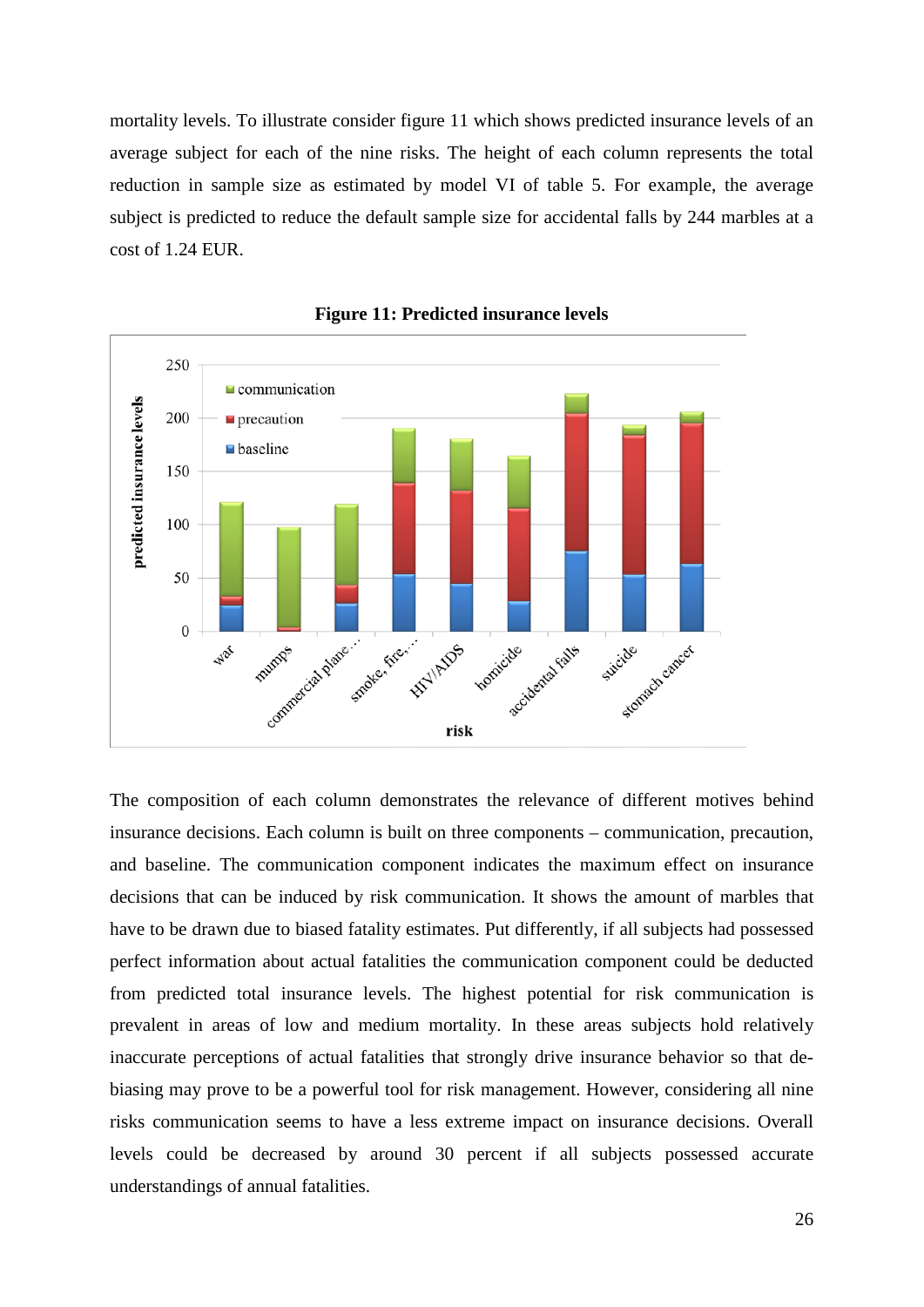mortality levels. To illustrate consider figure 11 which shows predicted insurance levels of an average subject for each of the nine risks. The height of each column represents the total reduction in sample size as estimated by model VI of table 5. For example, the average subject is predicted to reduce the default sample size for accidental falls by 244 marbles at a cost of 1.24 EUR.

**Figure 11: Predicted insurance levels**

The composition of each column demonstrates the relevance of different motives behind insurance decisions. Each column is built on three components – communication, precaution, and baseline. The communication component indicates the maximum effect on insurance decisions that can be induced by risk communication. It shows the amount of marbles that have to be drawn due to biased fatality estimates. Put differently, if all subjects had possessed perfect information about actual fatalities the communication component could be deducted from predicted total insurance levels. The highest potential for risk communication is prevalent in areas of low and medium mortality. In these areas subjects hold relatively inaccurate perceptions of actual fatalities that strongly drive insurance behavior so that de-biasing may prove to be a powerful tool for risk management. However, considering all nine risks communication seems to have a less extreme impact on insurance decisions. Overall levels could be decreased by around 30 percent if all subjects possessed accurate understandings of annual fatalities.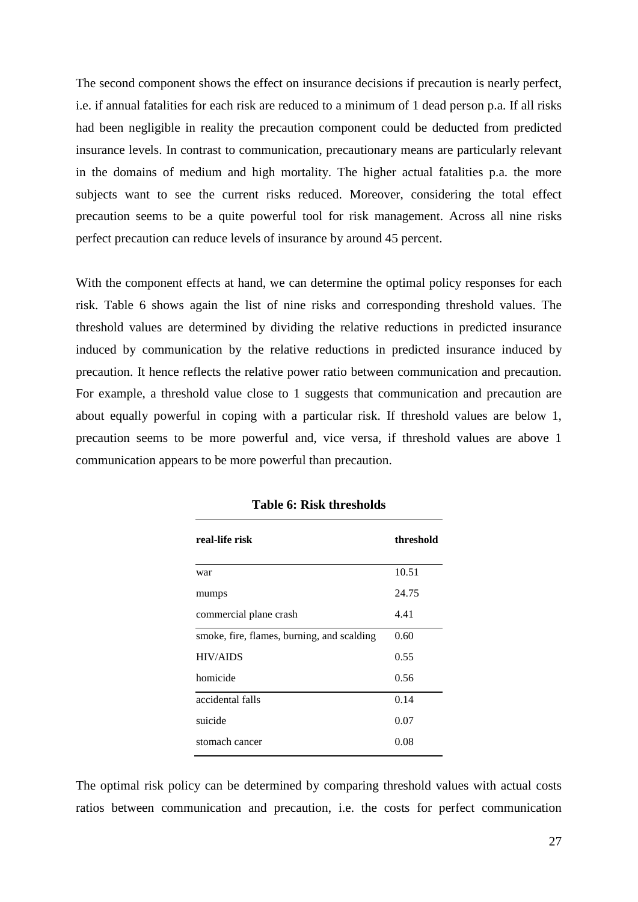The second component shows the effect on insurance decisions if precaution is nearly perfect, i.e. if annual fatalities for each risk are reduced to a minimum of 1 dead person p.a. If all risks had been negligible in reality the precaution component could be deducted from predicted insurance levels. In contrast to communication, precautionary means are particularly relevant in the domains of medium and high mortality. The higher actual fatalities p.a. the more subjects want to see the current risks reduced. Moreover, considering the total effect precaution seems to be a quite powerful tool for risk management. Across all nine risks perfect precaution can reduce levels of insurance by around 45 percent.

With the component effects at hand, we can determine the optimal policy responses for each risk. Table 6 shows again the list of nine risks and corresponding threshold values. The threshold values are determined by dividing the relative reductions in predicted insurance induced by communication by the relative reductions in predicted insurance induced by precaution. It hence reflects the relative power ratio between communication and precaution. For example, a threshold value close to 1 suggests that communication and precaution are about equally powerful in coping with a particular risk. If threshold values are below 1, precaution seems to be more powerful and, vice versa, if threshold values are above 1 communication appears to be more powerful than precaution.

**Table 6: Risk thresholds**

| real-life risk | threshold |
|---|---|
| war | 10.51 |
| mumps | 24.75 |
| commercial plane crash | 4.41 |
| smoke, fire, flames, burning, and scalding | 0.60 |
| HIV/AIDS | 0.55 |
| homicide | 0.56 |
| accidental falls | 0.14 |
| suicide | 0.07 |
| stomach cancer | 0.08 |

The optimal risk policy can be determined by comparing threshold values with actual costs ratios between communication and precaution, i.e. the costs for perfect communication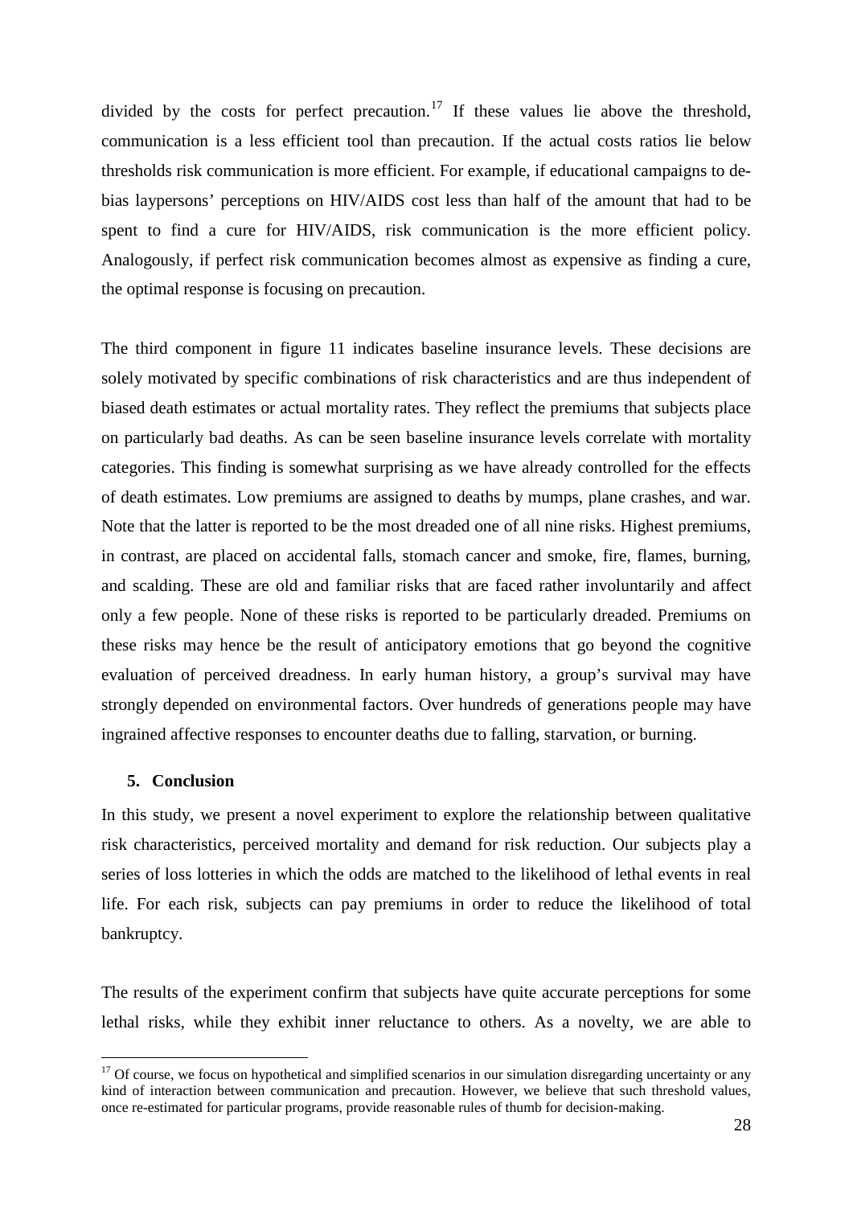divided by the costs for perfect precaution.[17] If these values lie above the threshold, communication is a less efficient tool than precaution. If the actual costs ratios lie below thresholds risk communication is more efficient. For example, if educational campaigns to de-bias laypersons' perceptions on HIV/AIDS cost less than half of the amount that had to be spent to find a cure for HIV/AIDS, risk communication is the more efficient policy. Analogously, if perfect risk communication becomes almost as expensive as finding a cure, the optimal response is focusing on precaution.

The third component in figure 11 indicates baseline insurance levels. These decisions are solely motivated by specific combinations of risk characteristics and are thus independent of biased death estimates or actual mortality rates. They reflect the premiums that subjects place on particularly bad deaths. As can be seen baseline insurance levels correlate with mortality categories. This finding is somewhat surprising as we have already controlled for the effects of death estimates. Low premiums are assigned to deaths by mumps, plane crashes, and war. Note that the latter is reported to be the most dreaded one of all nine risks. Highest premiums, in contrast, are placed on accidental falls, stomach cancer and smoke, fire, flames, burning, and scalding. These are old and familiar risks that are faced rather involuntarily and affect only a few people. None of these risks is reported to be particularly dreaded. Premiums on these risks may hence be the result of anticipatory emotions that go beyond the cognitive evaluation of perceived dreadness. In early human history, a group's survival may have strongly depended on environmental factors. Over hundreds of generations people may have ingrained affective responses to encounter deaths due to falling, starvation, or burning.

## 5. Conclusion

In this study, we present a novel experiment to explore the relationship between qualitative risk characteristics, perceived mortality and demand for risk reduction. Our subjects play a series of loss lotteries in which the odds are matched to the likelihood of lethal events in real life. For each risk, subjects can pay premiums in order to reduce the likelihood of total bankruptcy.

The results of the experiment confirm that subjects have quite accurate perceptions for some lethal risks, while they exhibit inner reluctance to others. As a novelty, we are able to

[17] Of course, we focus on hypothetical and simplified scenarios in our simulation disregarding uncertainty or any kind of interaction between communication and precaution. However, we believe that such threshold values, once re-estimated for particular programs, provide reasonable rules of thumb for decision-making.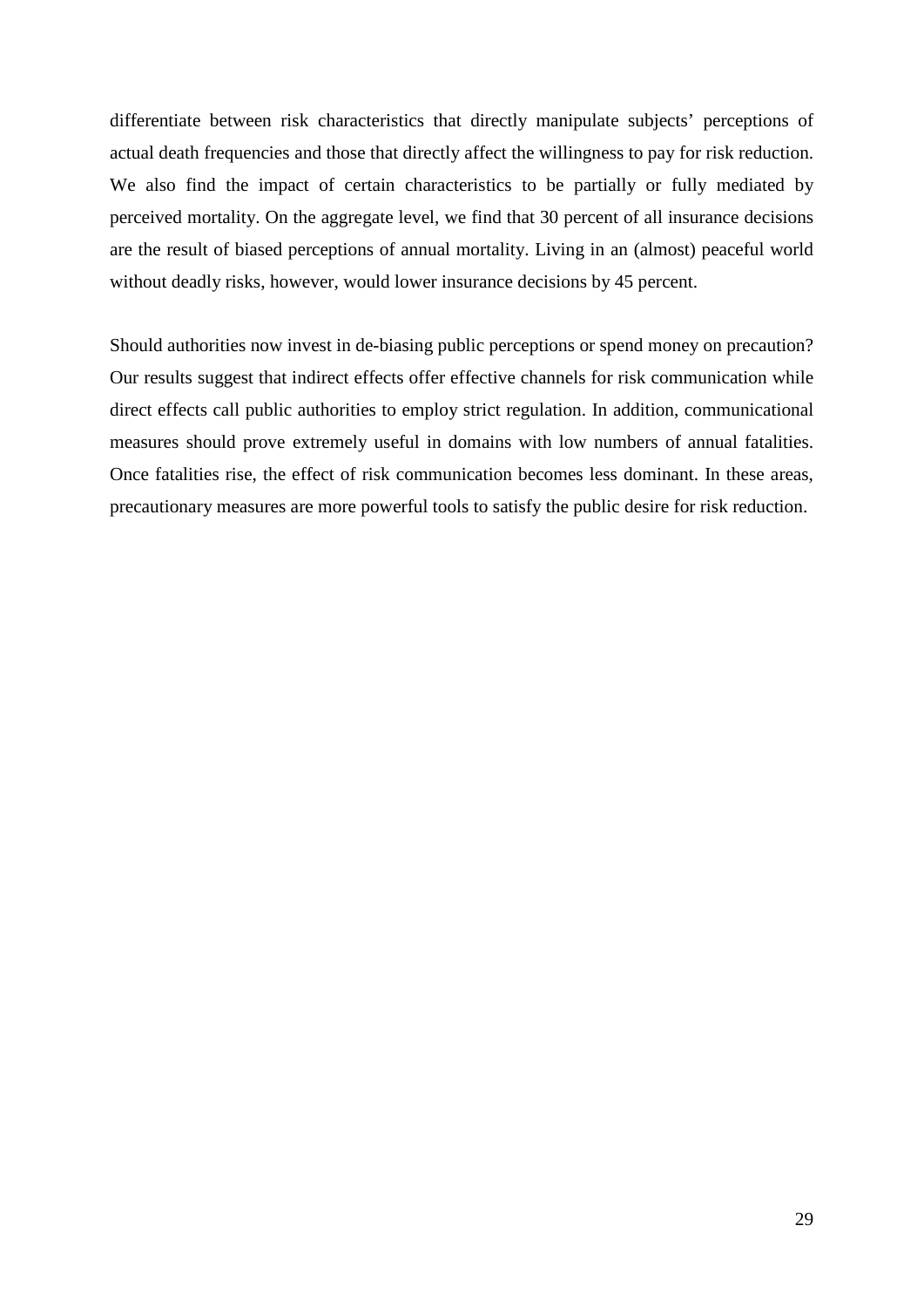differentiate between risk characteristics that directly manipulate subjects' perceptions of actual death frequencies and those that directly affect the willingness to pay for risk reduction. We also find the impact of certain characteristics to be partially or fully mediated by perceived mortality. On the aggregate level, we find that 30 percent of all insurance decisions are the result of biased perceptions of annual mortality. Living in an (almost) peaceful world without deadly risks, however, would lower insurance decisions by 45 percent.

Should authorities now invest in de-biasing public perceptions or spend money on precaution? Our results suggest that indirect effects offer effective channels for risk communication while direct effects call public authorities to employ strict regulation. In addition, communicational measures should prove extremely useful in domains with low numbers of annual fatalities. Once fatalities rise, the effect of risk communication becomes less dominant. In these areas, precautionary measures are more powerful tools to satisfy the public desire for risk reduction.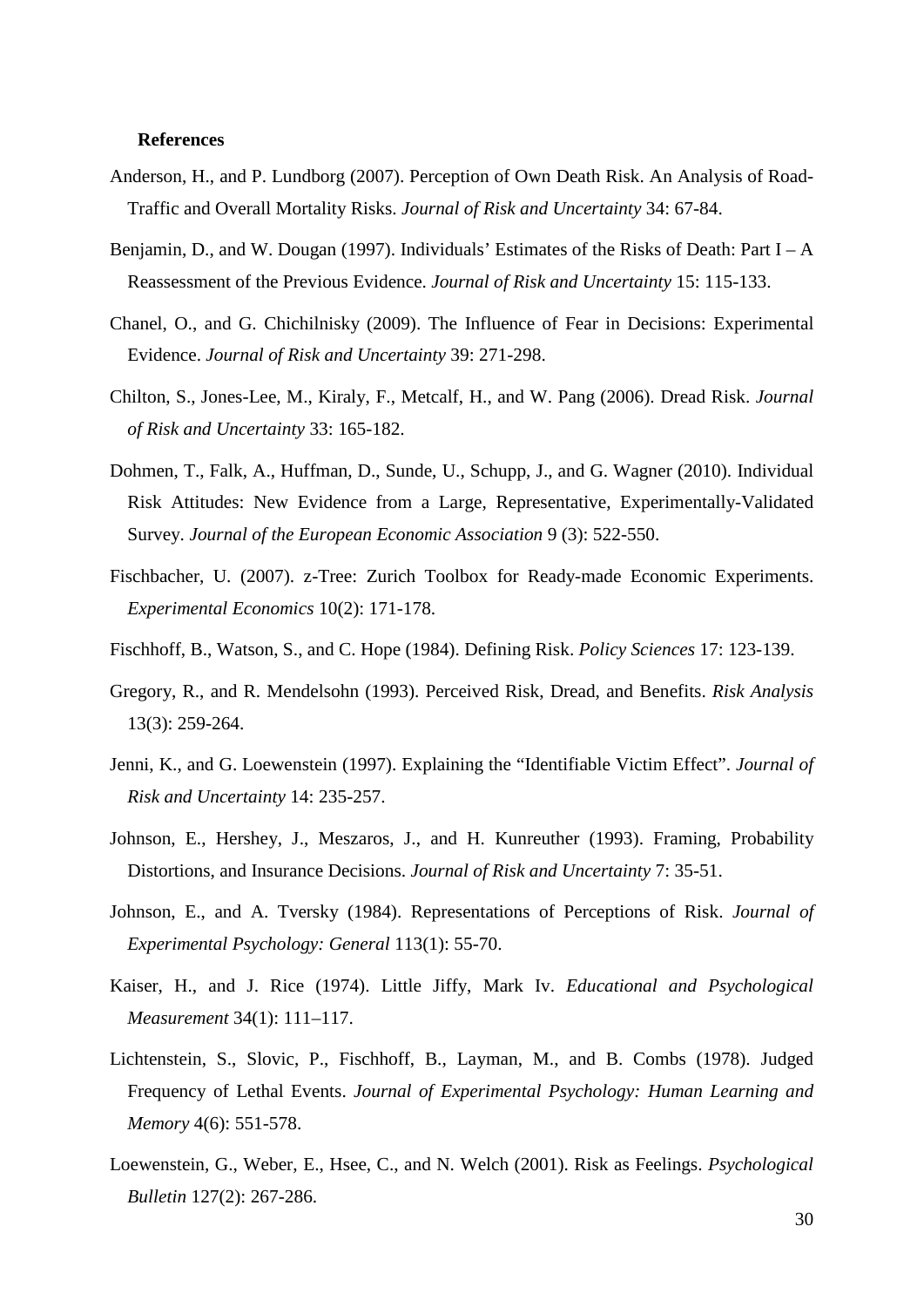**References**

Anderson, H., and P. Lundborg (2007). Perception of Own Death Risk. An Analysis of Road-Traffic and Overall Mortality Risks. *Journal of Risk and Uncertainty* 34: 67-84.

Benjamin, D., and W. Dougan (1997). Individuals' Estimates of the Risks of Death: Part I – A Reassessment of the Previous Evidence. *Journal of Risk and Uncertainty* 15: 115-133.

Chanel, O., and G. Chichilnisky (2009). The Influence of Fear in Decisions: Experimental Evidence. *Journal of Risk and Uncertainty* 39: 271-298.

Chilton, S., Jones-Lee, M., Kiraly, F., Metcalf, H., and W. Pang (2006). Dread Risk. *Journal of Risk and Uncertainty* 33: 165-182.

Dohmen, T., Falk, A., Huffman, D., Sunde, U., Schupp, J., and G. Wagner (2010). Individual Risk Attitudes: New Evidence from a Large, Representative, Experimentally-Validated Survey. *Journal of the European Economic Association* 9 (3): 522-550.

Fischbacher, U. (2007). z-Tree: Zurich Toolbox for Ready-made Economic Experiments. *Experimental Economics* 10(2): 171-178.

Fischhoff, B., Watson, S., and C. Hope (1984). Defining Risk. *Policy Sciences* 17: 123-139.

Gregory, R., and R. Mendelsohn (1993). Perceived Risk, Dread, and Benefits. *Risk Analysis* 13(3): 259-264.

Jenni, K., and G. Loewenstein (1997). Explaining the "Identifiable Victim Effect". *Journal of Risk and Uncertainty* 14: 235-257.

Johnson, E., Hershey, J., Meszaros, J., and H. Kunreuther (1993). Framing, Probability Distortions, and Insurance Decisions. *Journal of Risk and Uncertainty* 7: 35-51.

Johnson, E., and A. Tversky (1984). Representations of Perceptions of Risk. *Journal of Experimental Psychology: General* 113(1): 55-70.

Kaiser, H., and J. Rice (1974). Little Jiffy, Mark Iv. *Educational and Psychological Measurement* 34(1): 111–117.

Lichtenstein, S., Slovic, P., Fischhoff, B., Layman, M., and B. Combs (1978). Judged Frequency of Lethal Events. *Journal of Experimental Psychology: Human Learning and Memory* 4(6): 551-578.

Loewenstein, G., Weber, E., Hsee, C., and N. Welch (2001). Risk as Feelings. *Psychological Bulletin* 127(2): 267-286.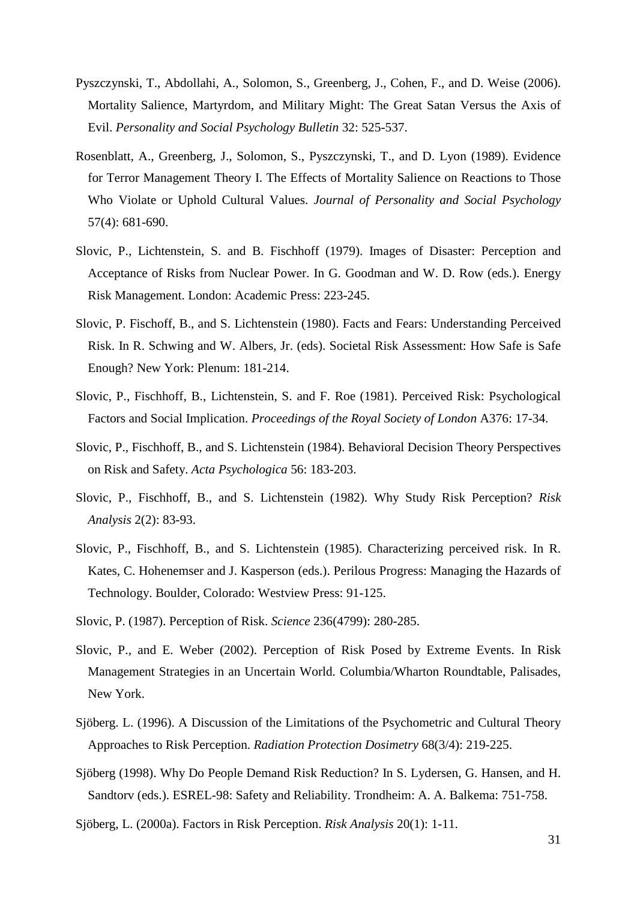Pyszczynski, T., Abdollahi, A., Solomon, S., Greenberg, J., Cohen, F., and D. Weise (2006). Mortality Salience, Martyrdom, and Military Might: The Great Satan Versus the Axis of Evil. *Personality and Social Psychology Bulletin* 32: 525-537.

Rosenblatt, A., Greenberg, J., Solomon, S., Pyszczynski, T., and D. Lyon (1989). Evidence for Terror Management Theory I. The Effects of Mortality Salience on Reactions to Those Who Violate or Uphold Cultural Values. *Journal of Personality and Social Psychology* 57(4): 681-690.

Slovic, P., Lichtenstein, S. and B. Fischhoff (1979). Images of Disaster: Perception and Acceptance of Risks from Nuclear Power. In G. Goodman and W. D. Row (eds.). Energy Risk Management. London: Academic Press: 223-245.

Slovic, P. Fischoff, B., and S. Lichtenstein (1980). Facts and Fears: Understanding Perceived Risk. In R. Schwing and W. Albers, Jr. (eds). Societal Risk Assessment: How Safe is Safe Enough? New York: Plenum: 181-214.

Slovic, P., Fischhoff, B., Lichtenstein, S. and F. Roe (1981). Perceived Risk: Psychological Factors and Social Implication. *Proceedings of the Royal Society of London* A376: 17-34.

Slovic, P., Fischhoff, B., and S. Lichtenstein (1984). Behavioral Decision Theory Perspectives on Risk and Safety. *Acta Psychologica* 56: 183-203.

Slovic, P., Fischhoff, B., and S. Lichtenstein (1982). Why Study Risk Perception? *Risk Analysis* 2(2): 83-93.

Slovic, P., Fischhoff, B., and S. Lichtenstein (1985). Characterizing perceived risk. In R. Kates, C. Hohenemser and J. Kasperson (eds.). Perilous Progress: Managing the Hazards of Technology. Boulder, Colorado: Westview Press: 91-125.

Slovic, P. (1987). Perception of Risk. *Science* 236(4799): 280-285.

Slovic, P., and E. Weber (2002). Perception of Risk Posed by Extreme Events. In Risk Management Strategies in an Uncertain World. Columbia/Wharton Roundtable, Palisades, New York.

Sjöberg. L. (1996). A Discussion of the Limitations of the Psychometric and Cultural Theory Approaches to Risk Perception. *Radiation Protection Dosimetry* 68(3/4): 219-225.

Sjöberg (1998). Why Do People Demand Risk Reduction? In S. Lydersen, G. Hansen, and H. Sandtorv (eds.). ESREL-98: Safety and Reliability. Trondheim: A. A. Balkema: 751-758.

Sjöberg, L. (2000a). Factors in Risk Perception. *Risk Analysis* 20(1): 1-11.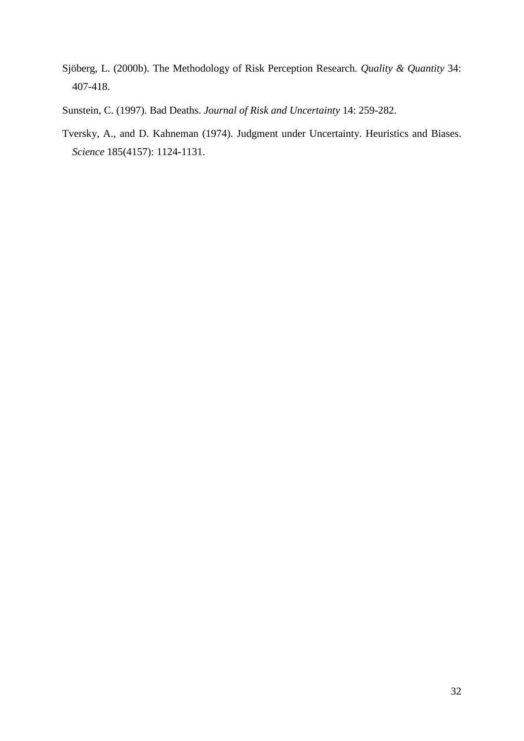Sjöberg, L. (2000b). The Methodology of Risk Perception Research. *Quality & Quantity* 34: 407-418.

Sunstein, C. (1997). Bad Deaths. *Journal of Risk and Uncertainty* 14: 259-282.

Tversky, A., and D. Kahneman (1974). Judgment under Uncertainty. Heuristics and Biases. *Science* 185(4157): 1124-1131.